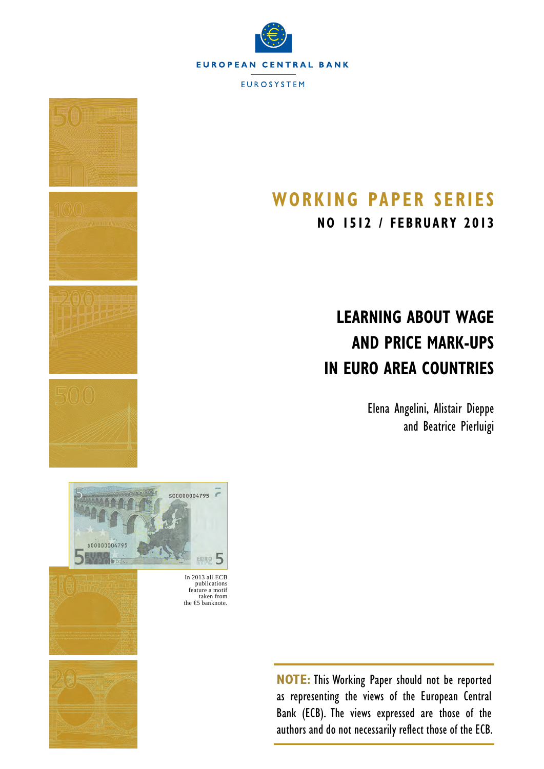EUROPEAN CENTRAL BANK

EUROSYSTEM

# WORKING PAPER SERIES

**NO 1512 / FEBRUARY 2013**

# LEARNING ABOUT WAGE AND PRICE MARK-UPS IN EURO AREA COUNTRIES

Elena Angelini, Alistair Dieppe and Beatrice Pierluigi

In 2013 all ECB publications feature a motif taken from the €5 banknote.

**NOTE:** This Working Paper should not be reported as representing the views of the European Central Bank (ECB). The views expressed are those of the authors and do not necessarily reflect those of the ECB.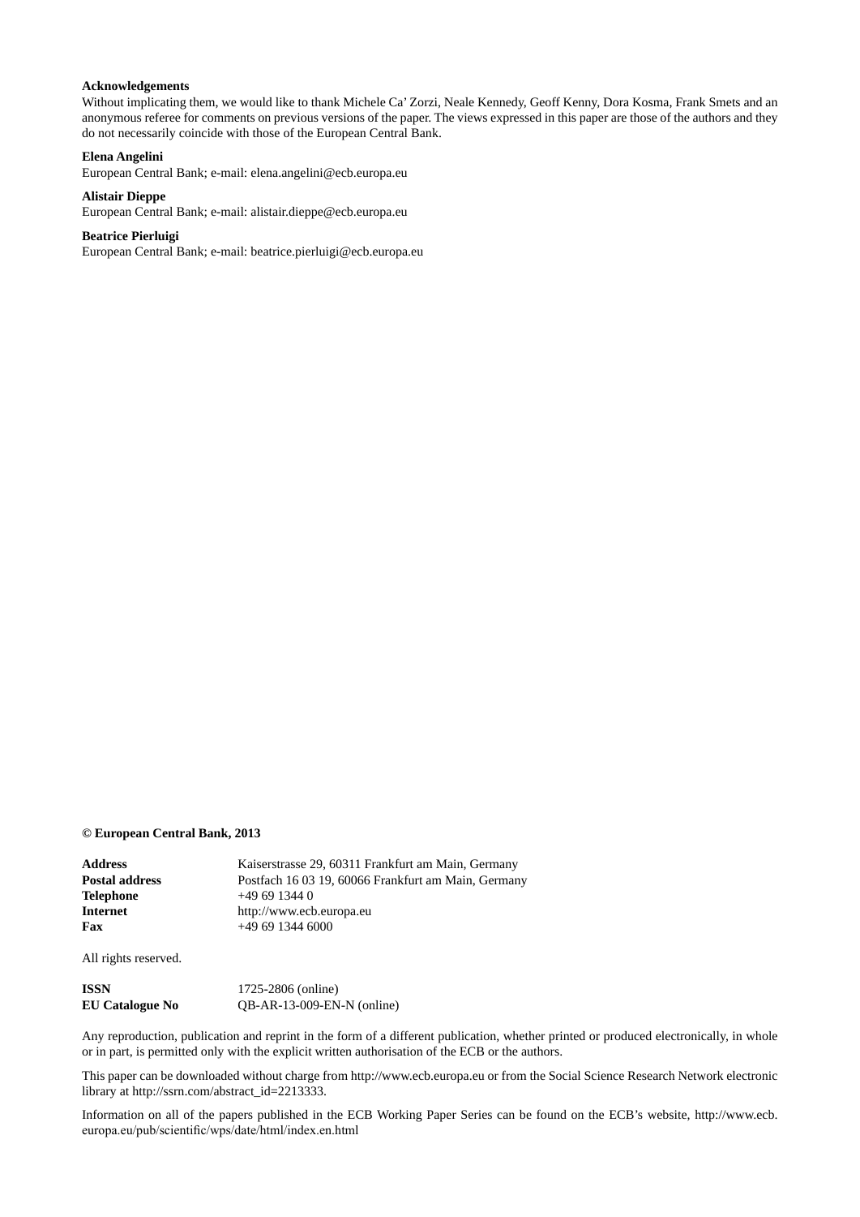**Acknowledgements**

Without implicating them, we would like to thank Michele Ca' Zorzi, Neale Kennedy, Geoff Kenny, Dora Kosma, Frank Smets and an anonymous referee for comments on previous versions of the paper. The views expressed in this paper are those of the authors and they do not necessarily coincide with those of the European Central Bank.

**Elena Angelini**
European Central Bank; e-mail: elena.angelini@ecb.europa.eu

**Alistair Dieppe**
European Central Bank; e-mail: alistair.dieppe@ecb.europa.eu

**Beatrice Pierluigi**
European Central Bank; e-mail: beatrice.pierluigi@ecb.europa.eu

**© European Central Bank, 2013**

| | |
|---|---|
| **Address** | Kaiserstrasse 29, 60311 Frankfurt am Main, Germany |
| **Postal address** | Postfach 16 03 19, 60066 Frankfurt am Main, Germany |
| **Telephone** | +49 69 1344 0 |
| **Internet** | http://www.ecb.europa.eu |
| **Fax** | +49 69 1344 6000 |

All rights reserved.

| | |
|---|---|
| **ISSN** | 1725-2806 (online) |
| **EU Catalogue No** | QB-AR-13-009-EN-N (online) |

Any reproduction, publication and reprint in the form of a different publication, whether printed or produced electronically, in whole or in part, is permitted only with the explicit written authorisation of the ECB or the authors.

This paper can be downloaded without charge from http://www.ecb.europa.eu or from the Social Science Research Network electronic library at http://ssrn.com/abstract_id=2213333.

Information on all of the papers published in the ECB Working Paper Series can be found on the ECB's website, http://www.ecb.europa.eu/pub/scientific/wps/date/html/index.en.html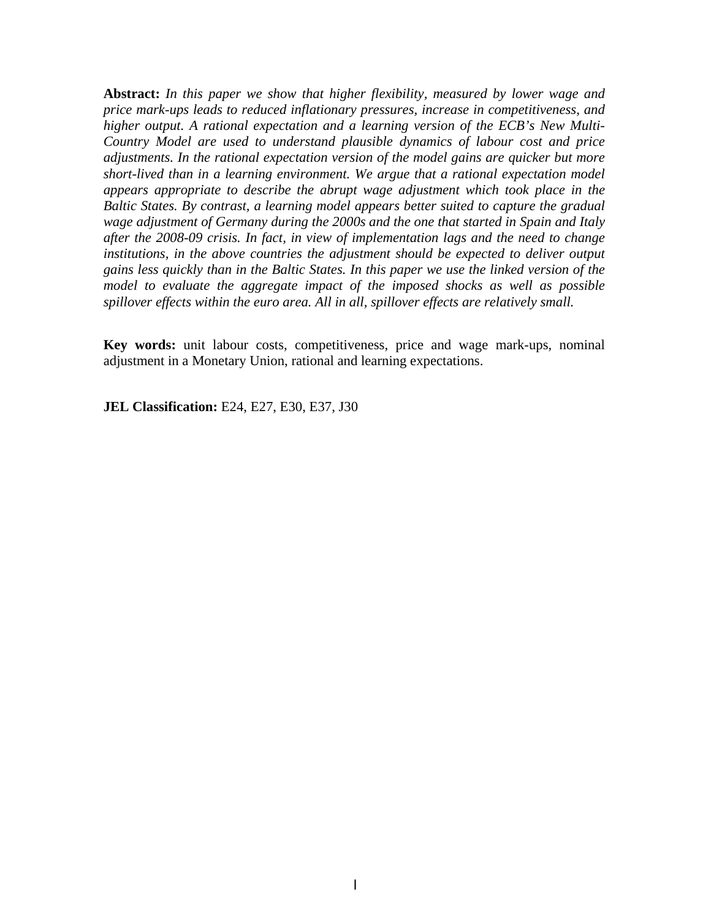**Abstract:** *In this paper we show that higher flexibility, measured by lower wage and price mark-ups leads to reduced inflationary pressures, increase in competitiveness, and higher output. A rational expectation and a learning version of the ECB's New Multi-Country Model are used to understand plausible dynamics of labour cost and price adjustments. In the rational expectation version of the model gains are quicker but more short-lived than in a learning environment. We argue that a rational expectation model appears appropriate to describe the abrupt wage adjustment which took place in the Baltic States. By contrast, a learning model appears better suited to capture the gradual wage adjustment of Germany during the 2000s and the one that started in Spain and Italy after the 2008-09 crisis. In fact, in view of implementation lags and the need to change institutions, in the above countries the adjustment should be expected to deliver output gains less quickly than in the Baltic States. In this paper we use the linked version of the model to evaluate the aggregate impact of the imposed shocks as well as possible spillover effects within the euro area. All in all, spillover effects are relatively small.*

**Key words:** unit labour costs, competitiveness, price and wage mark-ups, nominal adjustment in a Monetary Union, rational and learning expectations.

**JEL Classification:** E24, E27, E30, E37, J30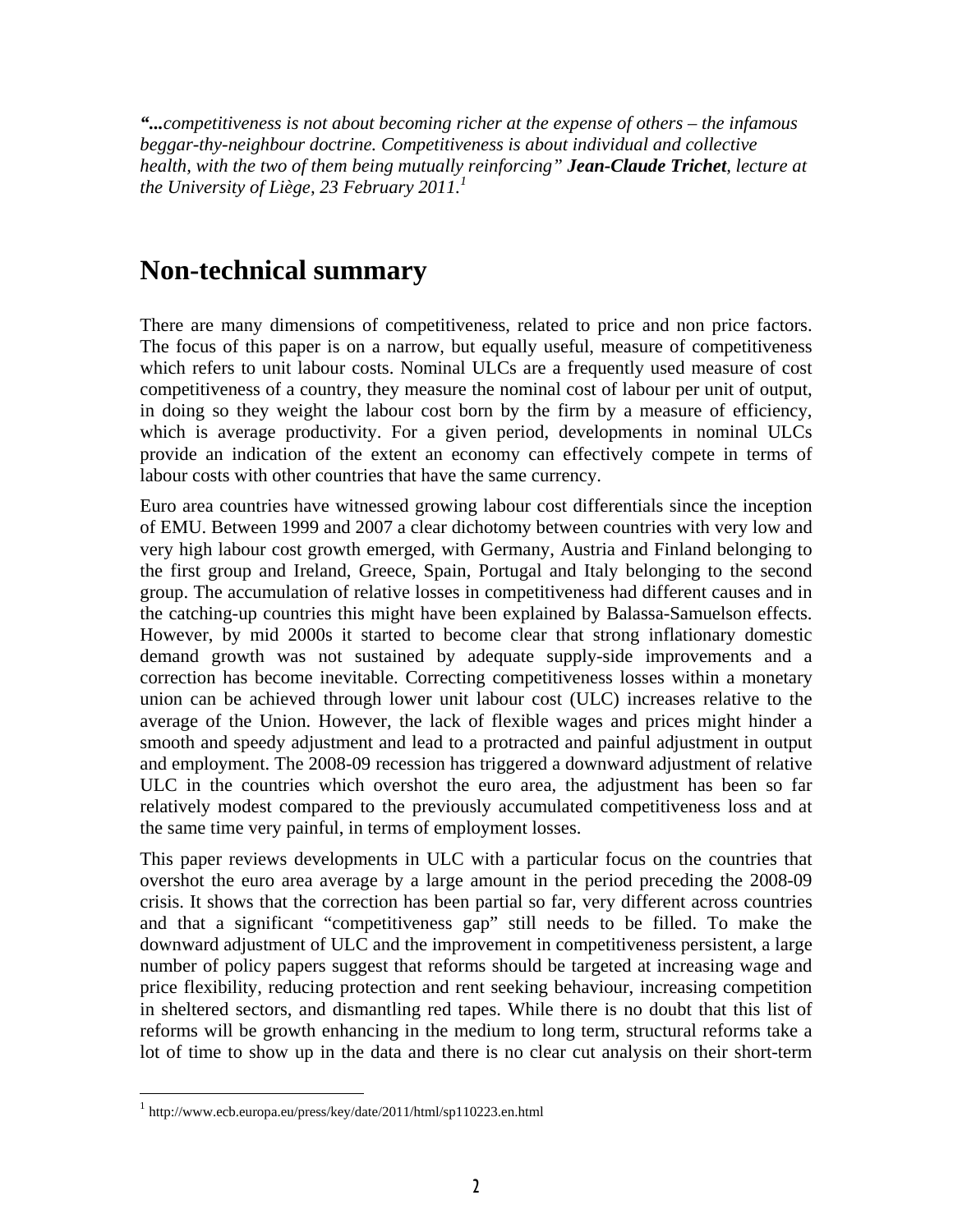***"...**competitiveness is not about becoming richer at the expense of others – the infamous beggar-thy-neighbour doctrine. Competitiveness is about individual and collective health, with the two of them being mutually reinforcing"* ***Jean-Claude Trichet****, lecture at the University of Liège, 23 February 2011.*[1]

# Non-technical summary

There are many dimensions of competitiveness, related to price and non price factors. The focus of this paper is on a narrow, but equally useful, measure of competitiveness which refers to unit labour costs. Nominal ULCs are a frequently used measure of cost competitiveness of a country, they measure the nominal cost of labour per unit of output, in doing so they weight the labour cost born by the firm by a measure of efficiency, which is average productivity. For a given period, developments in nominal ULCs provide an indication of the extent an economy can effectively compete in terms of labour costs with other countries that have the same currency.

Euro area countries have witnessed growing labour cost differentials since the inception of EMU. Between 1999 and 2007 a clear dichotomy between countries with very low and very high labour cost growth emerged, with Germany, Austria and Finland belonging to the first group and Ireland, Greece, Spain, Portugal and Italy belonging to the second group. The accumulation of relative losses in competitiveness had different causes and in the catching-up countries this might have been explained by Balassa-Samuelson effects. However, by mid 2000s it started to become clear that strong inflationary domestic demand growth was not sustained by adequate supply-side improvements and a correction has become inevitable. Correcting competitiveness losses within a monetary union can be achieved through lower unit labour cost (ULC) increases relative to the average of the Union. However, the lack of flexible wages and prices might hinder a smooth and speedy adjustment and lead to a protracted and painful adjustment in output and employment. The 2008-09 recession has triggered a downward adjustment of relative ULC in the countries which overshot the euro area, the adjustment has been so far relatively modest compared to the previously accumulated competitiveness loss and at the same time very painful, in terms of employment losses.

This paper reviews developments in ULC with a particular focus on the countries that overshot the euro area average by a large amount in the period preceding the 2008-09 crisis. It shows that the correction has been partial so far, very different across countries and that a significant "competitiveness gap" still needs to be filled. To make the downward adjustment of ULC and the improvement in competitiveness persistent, a large number of policy papers suggest that reforms should be targeted at increasing wage and price flexibility, reducing protection and rent seeking behaviour, increasing competition in sheltered sectors, and dismantling red tapes. While there is no doubt that this list of reforms will be growth enhancing in the medium to long term, structural reforms take a lot of time to show up in the data and there is no clear cut analysis on their short-term

[1] http://www.ecb.europa.eu/press/key/date/2011/html/sp110223.en.html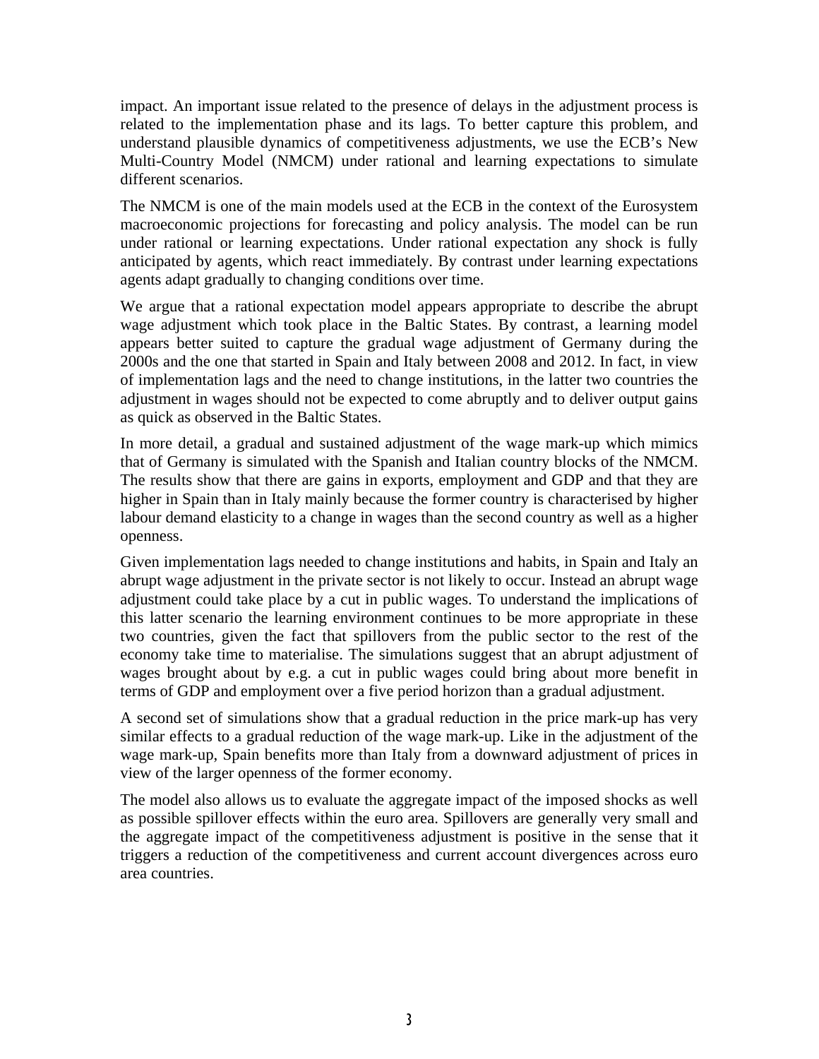impact. An important issue related to the presence of delays in the adjustment process is related to the implementation phase and its lags. To better capture this problem, and understand plausible dynamics of competitiveness adjustments, we use the ECB's New Multi-Country Model (NMCM) under rational and learning expectations to simulate different scenarios.

The NMCM is one of the main models used at the ECB in the context of the Eurosystem macroeconomic projections for forecasting and policy analysis. The model can be run under rational or learning expectations. Under rational expectation any shock is fully anticipated by agents, which react immediately. By contrast under learning expectations agents adapt gradually to changing conditions over time.

We argue that a rational expectation model appears appropriate to describe the abrupt wage adjustment which took place in the Baltic States. By contrast, a learning model appears better suited to capture the gradual wage adjustment of Germany during the 2000s and the one that started in Spain and Italy between 2008 and 2012. In fact, in view of implementation lags and the need to change institutions, in the latter two countries the adjustment in wages should not be expected to come abruptly and to deliver output gains as quick as observed in the Baltic States.

In more detail, a gradual and sustained adjustment of the wage mark-up which mimics that of Germany is simulated with the Spanish and Italian country blocks of the NMCM. The results show that there are gains in exports, employment and GDP and that they are higher in Spain than in Italy mainly because the former country is characterised by higher labour demand elasticity to a change in wages than the second country as well as a higher openness.

Given implementation lags needed to change institutions and habits, in Spain and Italy an abrupt wage adjustment in the private sector is not likely to occur. Instead an abrupt wage adjustment could take place by a cut in public wages. To understand the implications of this latter scenario the learning environment continues to be more appropriate in these two countries, given the fact that spillovers from the public sector to the rest of the economy take time to materialise. The simulations suggest that an abrupt adjustment of wages brought about by e.g. a cut in public wages could bring about more benefit in terms of GDP and employment over a five period horizon than a gradual adjustment.

A second set of simulations show that a gradual reduction in the price mark-up has very similar effects to a gradual reduction of the wage mark-up. Like in the adjustment of the wage mark-up, Spain benefits more than Italy from a downward adjustment of prices in view of the larger openness of the former economy.

The model also allows us to evaluate the aggregate impact of the imposed shocks as well as possible spillover effects within the euro area. Spillovers are generally very small and the aggregate impact of the competitiveness adjustment is positive in the sense that it triggers a reduction of the competitiveness and current account divergences across euro area countries.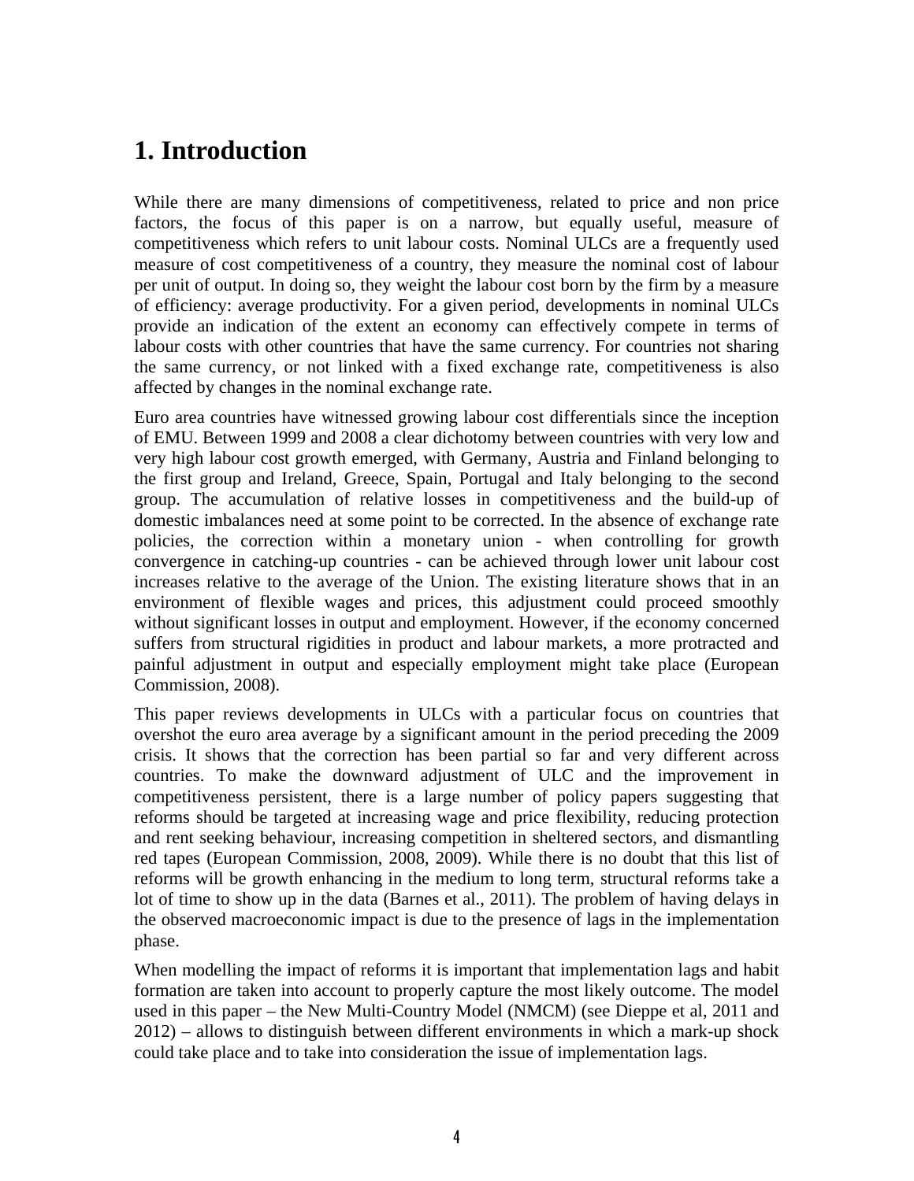# 1. Introduction

While there are many dimensions of competitiveness, related to price and non price factors, the focus of this paper is on a narrow, but equally useful, measure of competitiveness which refers to unit labour costs. Nominal ULCs are a frequently used measure of cost competitiveness of a country, they measure the nominal cost of labour per unit of output. In doing so, they weight the labour cost born by the firm by a measure of efficiency: average productivity. For a given period, developments in nominal ULCs provide an indication of the extent an economy can effectively compete in terms of labour costs with other countries that have the same currency. For countries not sharing the same currency, or not linked with a fixed exchange rate, competitiveness is also affected by changes in the nominal exchange rate.

Euro area countries have witnessed growing labour cost differentials since the inception of EMU. Between 1999 and 2008 a clear dichotomy between countries with very low and very high labour cost growth emerged, with Germany, Austria and Finland belonging to the first group and Ireland, Greece, Spain, Portugal and Italy belonging to the second group. The accumulation of relative losses in competitiveness and the build-up of domestic imbalances need at some point to be corrected. In the absence of exchange rate policies, the correction within a monetary union - when controlling for growth convergence in catching-up countries - can be achieved through lower unit labour cost increases relative to the average of the Union. The existing literature shows that in an environment of flexible wages and prices, this adjustment could proceed smoothly without significant losses in output and employment. However, if the economy concerned suffers from structural rigidities in product and labour markets, a more protracted and painful adjustment in output and especially employment might take place (European Commission, 2008).

This paper reviews developments in ULCs with a particular focus on countries that overshot the euro area average by a significant amount in the period preceding the 2009 crisis. It shows that the correction has been partial so far and very different across countries. To make the downward adjustment of ULC and the improvement in competitiveness persistent, there is a large number of policy papers suggesting that reforms should be targeted at increasing wage and price flexibility, reducing protection and rent seeking behaviour, increasing competition in sheltered sectors, and dismantling red tapes (European Commission, 2008, 2009). While there is no doubt that this list of reforms will be growth enhancing in the medium to long term, structural reforms take a lot of time to show up in the data (Barnes et al., 2011). The problem of having delays in the observed macroeconomic impact is due to the presence of lags in the implementation phase.

When modelling the impact of reforms it is important that implementation lags and habit formation are taken into account to properly capture the most likely outcome. The model used in this paper – the New Multi-Country Model (NMCM) (see Dieppe et al, 2011 and 2012) – allows to distinguish between different environments in which a mark-up shock could take place and to take into consideration the issue of implementation lags.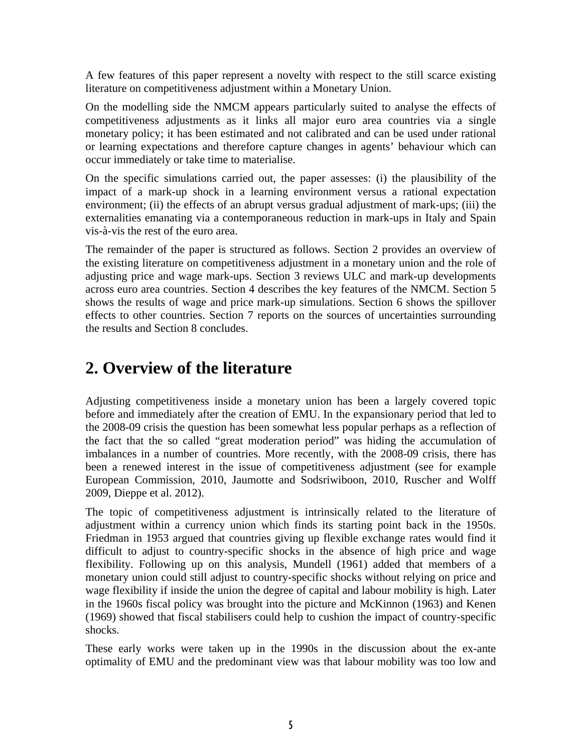A few features of this paper represent a novelty with respect to the still scarce existing literature on competitiveness adjustment within a Monetary Union.

On the modelling side the NMCM appears particularly suited to analyse the effects of competitiveness adjustments as it links all major euro area countries via a single monetary policy; it has been estimated and not calibrated and can be used under rational or learning expectations and therefore capture changes in agents' behaviour which can occur immediately or take time to materialise.

On the specific simulations carried out, the paper assesses: (i) the plausibility of the impact of a mark-up shock in a learning environment versus a rational expectation environment; (ii) the effects of an abrupt versus gradual adjustment of mark-ups; (iii) the externalities emanating via a contemporaneous reduction in mark-ups in Italy and Spain vis-à-vis the rest of the euro area.

The remainder of the paper is structured as follows. Section 2 provides an overview of the existing literature on competitiveness adjustment in a monetary union and the role of adjusting price and wage mark-ups. Section 3 reviews ULC and mark-up developments across euro area countries. Section 4 describes the key features of the NMCM. Section 5 shows the results of wage and price mark-up simulations. Section 6 shows the spillover effects to other countries. Section 7 reports on the sources of uncertainties surrounding the results and Section 8 concludes.

# 2. Overview of the literature

Adjusting competitiveness inside a monetary union has been a largely covered topic before and immediately after the creation of EMU. In the expansionary period that led to the 2008-09 crisis the question has been somewhat less popular perhaps as a reflection of the fact that the so called "great moderation period" was hiding the accumulation of imbalances in a number of countries. More recently, with the 2008-09 crisis, there has been a renewed interest in the issue of competitiveness adjustment (see for example European Commission, 2010, Jaumotte and Sodsriwiboon, 2010, Ruscher and Wolff 2009, Dieppe et al. 2012).

The topic of competitiveness adjustment is intrinsically related to the literature of adjustment within a currency union which finds its starting point back in the 1950s. Friedman in 1953 argued that countries giving up flexible exchange rates would find it difficult to adjust to country-specific shocks in the absence of high price and wage flexibility. Following up on this analysis, Mundell (1961) added that members of a monetary union could still adjust to country-specific shocks without relying on price and wage flexibility if inside the union the degree of capital and labour mobility is high. Later in the 1960s fiscal policy was brought into the picture and McKinnon (1963) and Kenen (1969) showed that fiscal stabilisers could help to cushion the impact of country-specific shocks.

These early works were taken up in the 1990s in the discussion about the ex-ante optimality of EMU and the predominant view was that labour mobility was too low and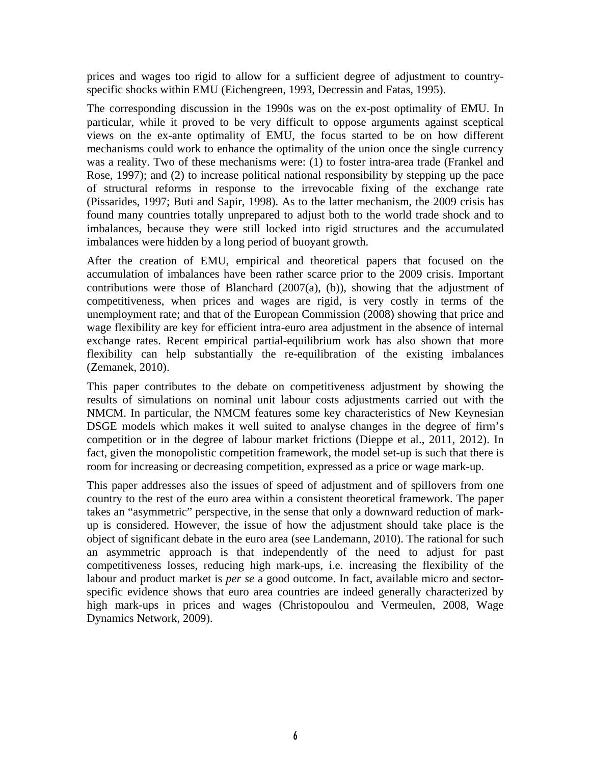prices and wages too rigid to allow for a sufficient degree of adjustment to country-specific shocks within EMU (Eichengreen, 1993, Decressin and Fatas, 1995).

The corresponding discussion in the 1990s was on the ex-post optimality of EMU. In particular, while it proved to be very difficult to oppose arguments against sceptical views on the ex-ante optimality of EMU, the focus started to be on how different mechanisms could work to enhance the optimality of the union once the single currency was a reality. Two of these mechanisms were: (1) to foster intra-area trade (Frankel and Rose, 1997); and (2) to increase political national responsibility by stepping up the pace of structural reforms in response to the irrevocable fixing of the exchange rate (Pissarides, 1997; Buti and Sapir, 1998). As to the latter mechanism, the 2009 crisis has found many countries totally unprepared to adjust both to the world trade shock and to imbalances, because they were still locked into rigid structures and the accumulated imbalances were hidden by a long period of buoyant growth.

After the creation of EMU, empirical and theoretical papers that focused on the accumulation of imbalances have been rather scarce prior to the 2009 crisis. Important contributions were those of Blanchard (2007(a), (b)), showing that the adjustment of competitiveness, when prices and wages are rigid, is very costly in terms of the unemployment rate; and that of the European Commission (2008) showing that price and wage flexibility are key for efficient intra-euro area adjustment in the absence of internal exchange rates. Recent empirical partial-equilibrium work has also shown that more flexibility can help substantially the re-equilibration of the existing imbalances (Zemanek, 2010).

This paper contributes to the debate on competitiveness adjustment by showing the results of simulations on nominal unit labour costs adjustments carried out with the NMCM. In particular, the NMCM features some key characteristics of New Keynesian DSGE models which makes it well suited to analyse changes in the degree of firm's competition or in the degree of labour market frictions (Dieppe et al., 2011, 2012). In fact, given the monopolistic competition framework, the model set-up is such that there is room for increasing or decreasing competition, expressed as a price or wage mark-up.

This paper addresses also the issues of speed of adjustment and of spillovers from one country to the rest of the euro area within a consistent theoretical framework. The paper takes an "asymmetric" perspective, in the sense that only a downward reduction of mark-up is considered. However, the issue of how the adjustment should take place is the object of significant debate in the euro area (see Landemann, 2010). The rational for such an asymmetric approach is that independently of the need to adjust for past competitiveness losses, reducing high mark-ups, i.e. increasing the flexibility of the labour and product market is *per se* a good outcome. In fact, available micro and sector-specific evidence shows that euro area countries are indeed generally characterized by high mark-ups in prices and wages (Christopoulou and Vermeulen, 2008, Wage Dynamics Network, 2009).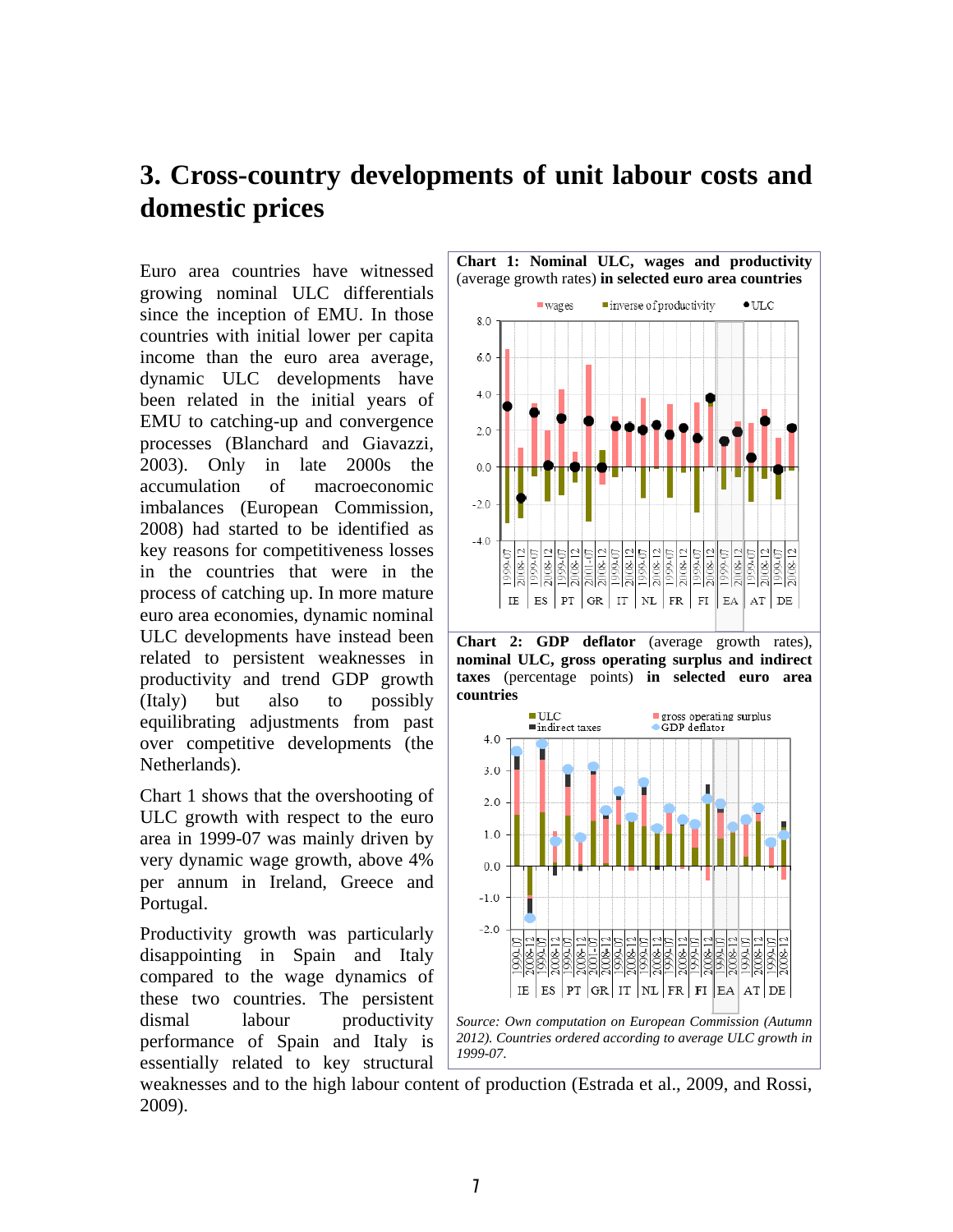## 3. Cross-country developments of unit labour costs and domestic prices

Euro area countries have witnessed growing nominal ULC differentials since the inception of EMU. In those countries with initial lower per capita income than the euro area average, dynamic ULC developments have been related in the initial years of EMU to catching-up and convergence processes (Blanchard and Giavazzi, 2003). Only in late 2000s the accumulation of macroeconomic imbalances (European Commission, 2008) had started to be identified as key reasons for competitiveness losses in the countries that were in the process of catching up. In more mature euro area economies, dynamic nominal ULC developments have instead been related to persistent weaknesses in productivity and trend GDP growth (Italy) but also to possibly equilibrating adjustments from past over competitive developments (the Netherlands).

Chart 1 shows that the overshooting of ULC growth with respect to the euro area in 1999-07 was mainly driven by very dynamic wage growth, above 4% per annum in Ireland, Greece and Portugal.

Productivity growth was particularly disappointing in Spain and Italy compared to the wage dynamics of these two countries. The persistent dismal labour productivity performance of Spain and Italy is essentially related to key structural weaknesses and to the high labour content of production (Estrada et al., 2009, and Rossi, 2009).

**Chart 1: Nominal ULC, wages and productivity** (average growth rates) **in selected euro area countries**

**Chart 2: GDP deflator** (average growth rates), **nominal ULC, gross operating surplus and indirect taxes** (percentage points) **in selected euro area countries**

*Source: Own computation on European Commission (Autumn 2012). Countries ordered according to average ULC growth in 1999-07.*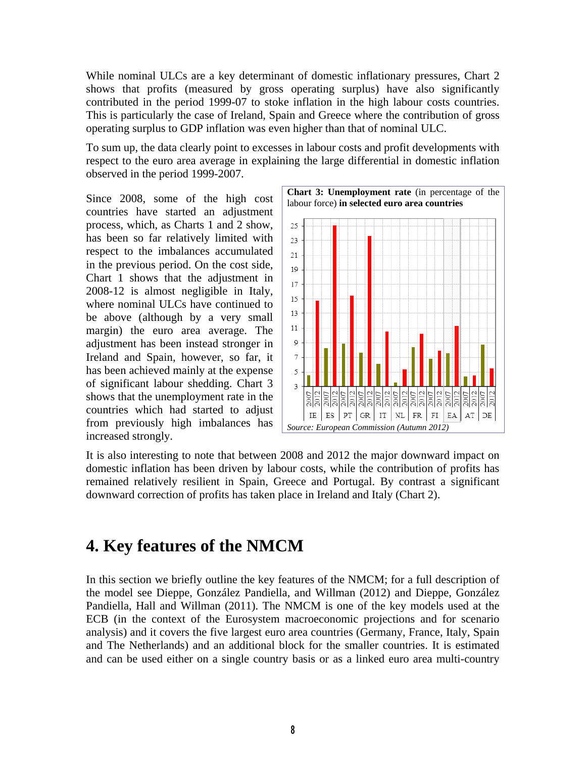While nominal ULCs are a key determinant of domestic inflationary pressures, Chart 2 shows that profits (measured by gross operating surplus) have also significantly contributed in the period 1999-07 to stoke inflation in the high labour costs countries. This is particularly the case of Ireland, Spain and Greece where the contribution of gross operating surplus to GDP inflation was even higher than that of nominal ULC.

To sum up, the data clearly point to excesses in labour costs and profit developments with respect to the euro area average in explaining the large differential in domestic inflation observed in the period 1999-2007.

Since 2008, some of the high cost countries have started an adjustment process, which, as Charts 1 and 2 show, has been so far relatively limited with respect to the imbalances accumulated in the previous period. On the cost side, Chart 1 shows that the adjustment in 2008-12 is almost negligible in Italy, where nominal ULCs have continued to be above (although by a very small margin) the euro area average. The adjustment has been instead stronger in Ireland and Spain, however, so far, it has been achieved mainly at the expense of significant labour shedding. Chart 3 shows that the unemployment rate in the countries which had started to adjust from previously high imbalances has increased strongly.

**Chart 3: Unemployment rate** (in percentage of the labour force) **in selected euro area countries**

*Source: European Commission (Autumn 2012)*

It is also interesting to note that between 2008 and 2012 the major downward impact on domestic inflation has been driven by labour costs, while the contribution of profits has remained relatively resilient in Spain, Greece and Portugal. By contrast a significant downward correction of profits has taken place in Ireland and Italy (Chart 2).

# 4. Key features of the NMCM

In this section we briefly outline the key features of the NMCM; for a full description of the model see Dieppe, González Pandiella, and Willman (2012) and Dieppe, González Pandiella, Hall and Willman (2011). The NMCM is one of the key models used at the ECB (in the context of the Eurosystem macroeconomic projections and for scenario analysis) and it covers the five largest euro area countries (Germany, France, Italy, Spain and The Netherlands) and an additional block for the smaller countries. It is estimated and can be used either on a single country basis or as a linked euro area multi-country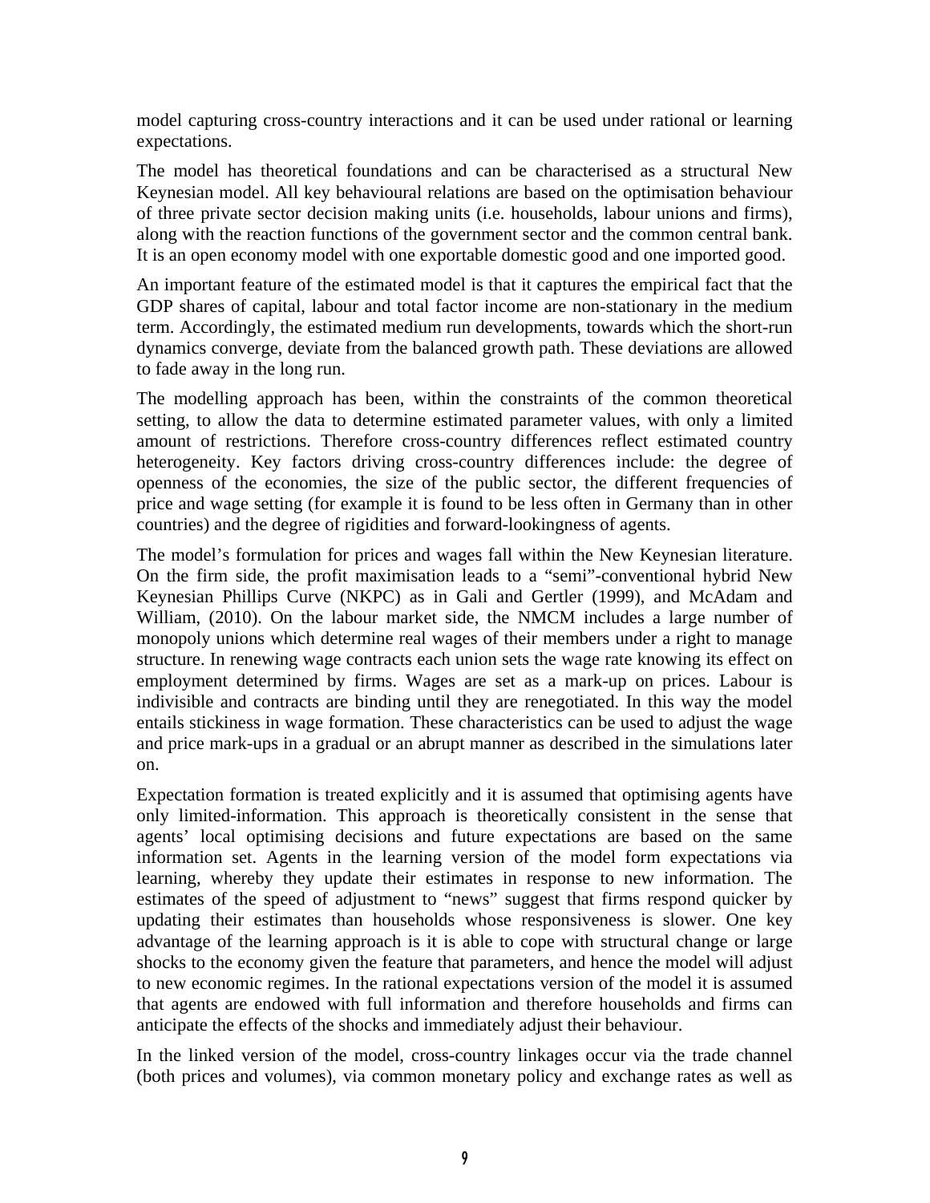model capturing cross-country interactions and it can be used under rational or learning expectations.

The model has theoretical foundations and can be characterised as a structural New Keynesian model. All key behavioural relations are based on the optimisation behaviour of three private sector decision making units (i.e. households, labour unions and firms), along with the reaction functions of the government sector and the common central bank. It is an open economy model with one exportable domestic good and one imported good.

An important feature of the estimated model is that it captures the empirical fact that the GDP shares of capital, labour and total factor income are non-stationary in the medium term. Accordingly, the estimated medium run developments, towards which the short-run dynamics converge, deviate from the balanced growth path. These deviations are allowed to fade away in the long run.

The modelling approach has been, within the constraints of the common theoretical setting, to allow the data to determine estimated parameter values, with only a limited amount of restrictions. Therefore cross-country differences reflect estimated country heterogeneity. Key factors driving cross-country differences include: the degree of openness of the economies, the size of the public sector, the different frequencies of price and wage setting (for example it is found to be less often in Germany than in other countries) and the degree of rigidities and forward-lookingness of agents.

The model's formulation for prices and wages fall within the New Keynesian literature. On the firm side, the profit maximisation leads to a "semi"-conventional hybrid New Keynesian Phillips Curve (NKPC) as in Gali and Gertler (1999), and McAdam and William, (2010). On the labour market side, the NMCM includes a large number of monopoly unions which determine real wages of their members under a right to manage structure. In renewing wage contracts each union sets the wage rate knowing its effect on employment determined by firms. Wages are set as a mark-up on prices. Labour is indivisible and contracts are binding until they are renegotiated. In this way the model entails stickiness in wage formation. These characteristics can be used to adjust the wage and price mark-ups in a gradual or an abrupt manner as described in the simulations later on.

Expectation formation is treated explicitly and it is assumed that optimising agents have only limited-information. This approach is theoretically consistent in the sense that agents' local optimising decisions and future expectations are based on the same information set. Agents in the learning version of the model form expectations via learning, whereby they update their estimates in response to new information. The estimates of the speed of adjustment to "news" suggest that firms respond quicker by updating their estimates than households whose responsiveness is slower. One key advantage of the learning approach is it is able to cope with structural change or large shocks to the economy given the feature that parameters, and hence the model will adjust to new economic regimes. In the rational expectations version of the model it is assumed that agents are endowed with full information and therefore households and firms can anticipate the effects of the shocks and immediately adjust their behaviour.

In the linked version of the model, cross-country linkages occur via the trade channel (both prices and volumes), via common monetary policy and exchange rates as well as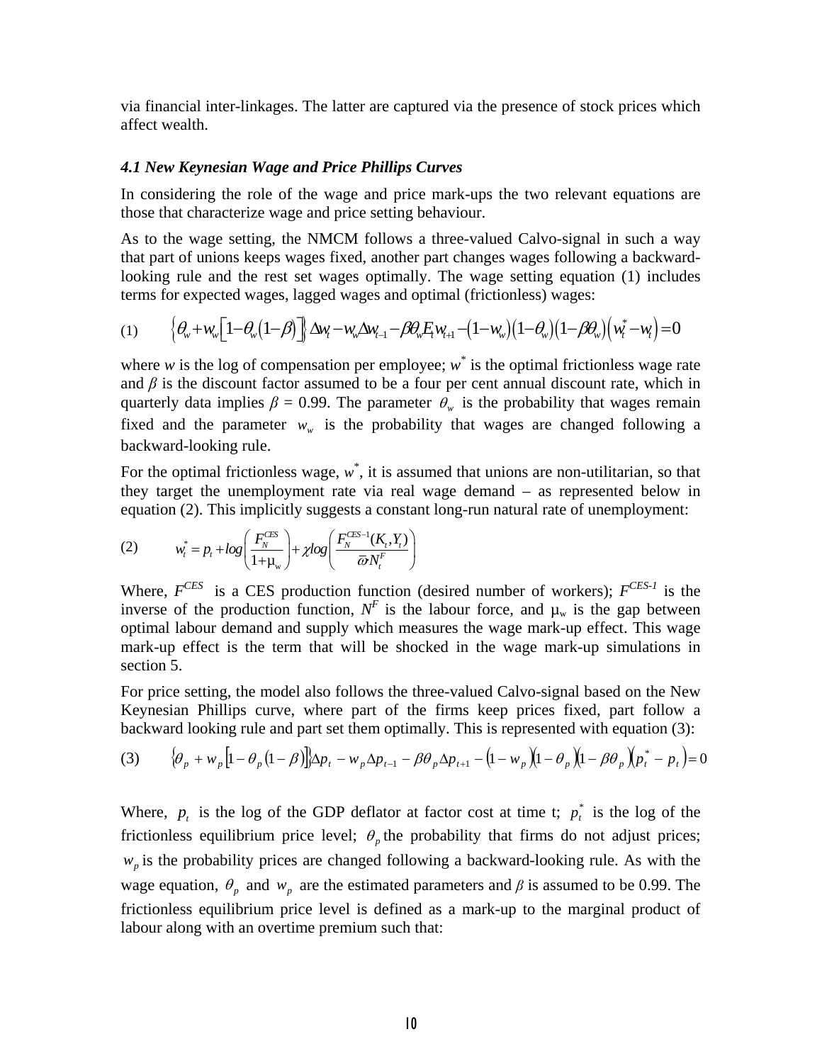via financial inter-linkages. The latter are captured via the presence of stock prices which affect wealth.

### *4.1 New Keynesian Wage and Price Phillips Curves*

In considering the role of the wage and price mark-ups the two relevant equations are those that characterize wage and price setting behaviour.

As to the wage setting, the NMCM follows a three-valued Calvo-signal in such a way that part of unions keeps wages fixed, another part changes wages following a backward-looking rule and the rest set wages optimally. The wage setting equation (1) includes terms for expected wages, lagged wages and optimal (frictionless) wages:

$$\text{(1)} \qquad \left\{\theta_w + w_w\left[1-\theta_w\left(1-\beta\right)\right]\right\}\Delta w_t - w_w \Delta w_{t-1} - \beta\theta_w E_t w_{t+1} - \left(1-w_w\right)\left(1-\theta_w\right)\left(1-\beta\theta_w\right)\left(w_t^* - w_t\right) = 0$$

where $w$ is the log of compensation per employee; $w^*$ is the optimal frictionless wage rate and $\beta$ is the discount factor assumed to be a four per cent annual discount rate, which in quarterly data implies $\beta = 0.99$. The parameter $\theta_w$ is the probability that wages remain fixed and the parameter $w_w$ is the probability that wages are changed following a backward-looking rule.

For the optimal frictionless wage, $w^*$, it is assumed that unions are non-utilitarian, so that they target the unemployment rate via real wage demand – as represented below in equation (2). This implicitly suggests a constant long-run natural rate of unemployment:

$$\text{(2)} \qquad w_t^* = p_t + log\left(\frac{F_N^{CES}}{1+\mu_w}\right) + \chi log\left(\frac{F_N^{CES-1}(K_t, Y_t)}{\bar{\omega} N_t^F}\right)$$

Where, $F^{CES}$ is a CES production function (desired number of workers); $F^{CES-1}$ is the inverse of the production function, $N^F$ is the labour force, and $\mu_w$ is the gap between optimal labour demand and supply which measures the wage mark-up effect. This wage mark-up effect is the term that will be shocked in the wage mark-up simulations in section 5.

For price setting, the model also follows the three-valued Calvo-signal based on the New Keynesian Phillips curve, where part of the firms keep prices fixed, part follow a backward looking rule and part set them optimally. This is represented with equation (3):

$$\text{(3)} \qquad \left\{\theta_p + w_p\left[1-\theta_p\left(1-\beta\right)\right]\right\}\Delta p_t - w_p \Delta p_{t-1} - \beta\theta_p \Delta p_{t+1} - \left(1-w_p\right)\left(1-\theta_p\right)\left(1-\beta\theta_p\right)\left(p_t^* - p_t\right) = 0$$

Where, $p_t$ is the log of the GDP deflator at factor cost at time t; $p_t^*$ is the log of the frictionless equilibrium price level; $\theta_p$ the probability that firms do not adjust prices; $w_p$ is the probability prices are changed following a backward-looking rule. As with the wage equation, $\theta_p$ and $w_p$ are the estimated parameters and $\beta$ is assumed to be 0.99. The frictionless equilibrium price level is defined as a mark-up to the marginal product of labour along with an overtime premium such that: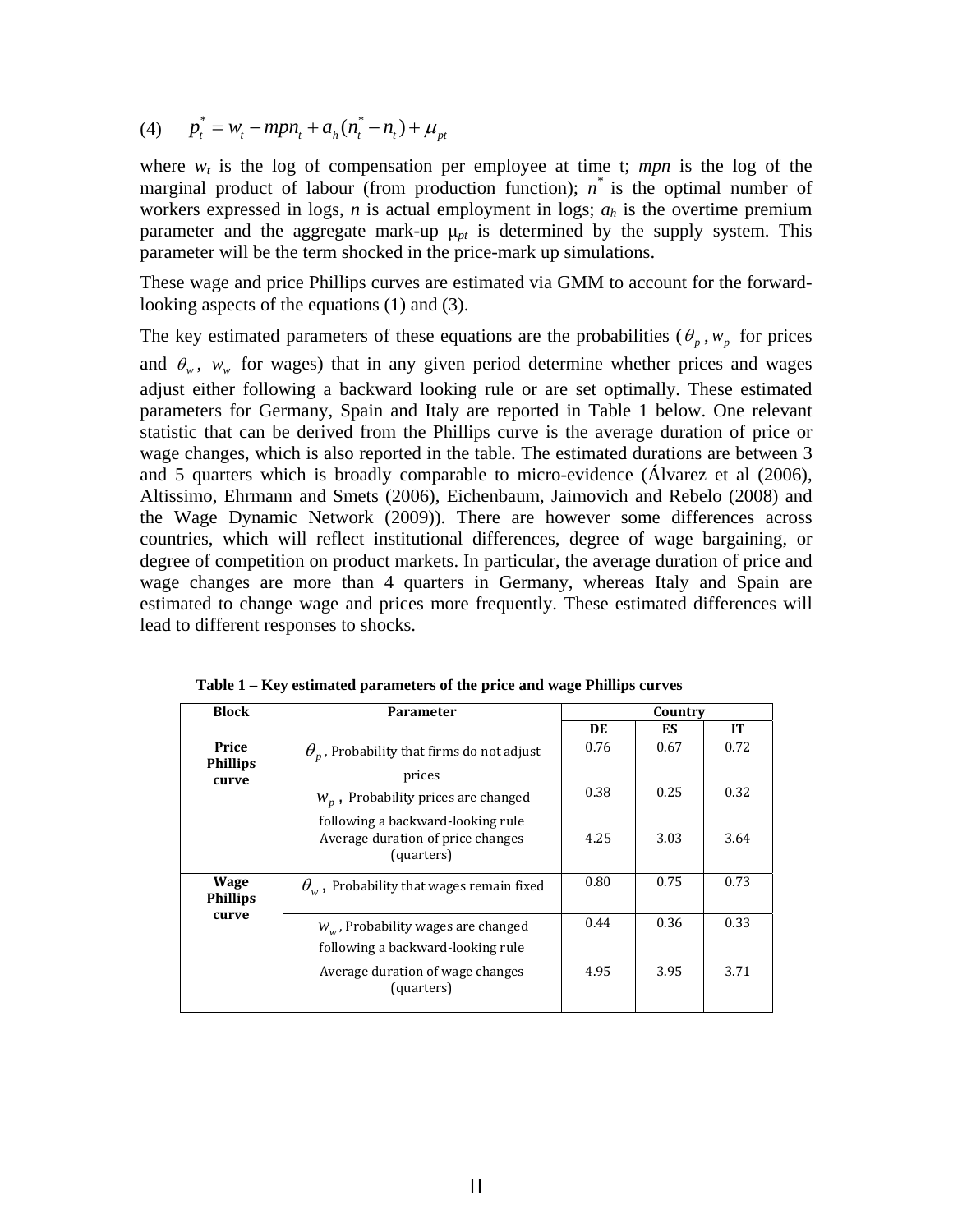(4) $\quad p_t^* = w_t - mpn_t + a_h(n_t^* - n_t) + \mu_{pt}$

where $w_t$ is the log of compensation per employee at time t; *mpn* is the log of the marginal product of labour (from production function); $n^*$ is the optimal number of workers expressed in logs, *n* is actual employment in logs; $a_h$ is the overtime premium parameter and the aggregate mark-up $\mu_{pt}$ is determined by the supply system. This parameter will be the term shocked in the price-mark up simulations.

These wage and price Phillips curves are estimated via GMM to account for the forward-looking aspects of the equations (1) and (3).

The key estimated parameters of these equations are the probabilities ($\theta_p, w_p$ for prices and $\theta_w$, $w_w$ for wages) that in any given period determine whether prices and wages adjust either following a backward looking rule or are set optimally. These estimated parameters for Germany, Spain and Italy are reported in Table 1 below. One relevant statistic that can be derived from the Phillips curve is the average duration of price or wage changes, which is also reported in the table. The estimated durations are between 3 and 5 quarters which is broadly comparable to micro-evidence (Álvarez et al (2006), Altissimo, Ehrmann and Smets (2006), Eichenbaum, Jaimovich and Rebelo (2008) and the Wage Dynamic Network (2009)). There are however some differences across countries, which will reflect institutional differences, degree of wage bargaining, or degree of competition on product markets. In particular, the average duration of price and wage changes are more than 4 quarters in Germany, whereas Italy and Spain are estimated to change wage and prices more frequently. These estimated differences will lead to different responses to shocks.

**Table 1 – Key estimated parameters of the price and wage Phillips curves**

| Block | Parameter | Country | | |
|---|---|---|---|---|
| | | DE | ES | IT |
| Price Phillips curve | $\theta_p$, Probability that firms do not adjust prices | 0.76 | 0.67 | 0.72 |
| | $w_p$, Probability prices are changed following a backward-looking rule | 0.38 | 0.25 | 0.32 |
| | Average duration of price changes (quarters) | 4.25 | 3.03 | 3.64 |
| Wage Phillips curve | $\theta_w$, Probability that wages remain fixed | 0.80 | 0.75 | 0.73 |
| | $w_w$, Probability wages are changed following a backward-looking rule | 0.44 | 0.36 | 0.33 |
| | Average duration of wage changes (quarters) | 4.95 | 3.95 | 3.71 |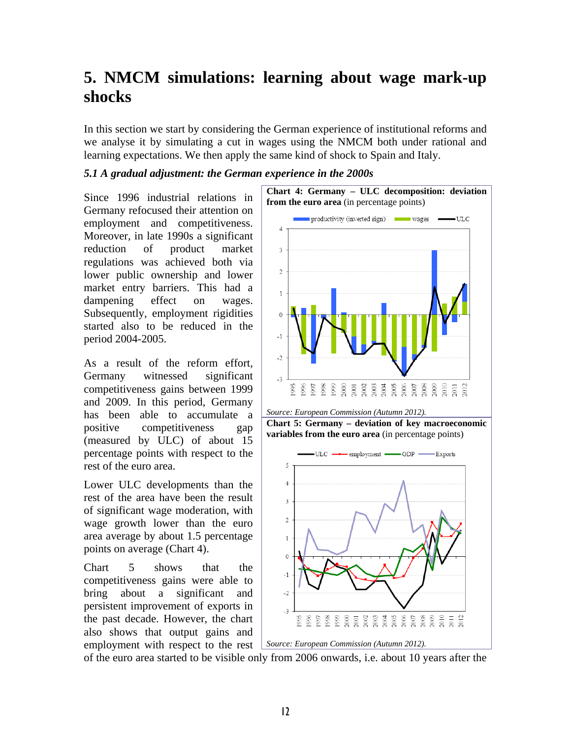# 5. NMCM simulations: learning about wage mark-up shocks

In this section we start by considering the German experience of institutional reforms and we analyse it by simulating a cut in wages using the NMCM both under rational and learning expectations. We then apply the same kind of shock to Spain and Italy.

### *5.1 A gradual adjustment: the German experience in the 2000s*

Since 1996 industrial relations in Germany refocused their attention on employment and competitiveness. Moreover, in late 1990s a significant reduction of product market regulations was achieved both via lower public ownership and lower market entry barriers. This had a dampening effect on wages. Subsequently, employment rigidities started also to be reduced in the period 2004-2005.

As a result of the reform effort, Germany witnessed significant competitiveness gains between 1999 and 2009. In this period, Germany has been able to accumulate a positive competitiveness gap (measured by ULC) of about 15 percentage points with respect to the rest of the euro area.

Lower ULC developments than the rest of the area have been the result of significant wage moderation, with wage growth lower than the euro area average by about 1.5 percentage points on average (Chart 4).

Chart 5 shows that the competitiveness gains were able to bring about a significant and persistent improvement of exports in the past decade. However, the chart also shows that output gains and employment with respect to the rest of the euro area started to be visible only from 2006 onwards, i.e. about 10 years after the

**Chart 4: Germany – ULC decomposition: deviation from the euro area** (in percentage points)

*Source: European Commission (Autumn 2012).*

**Chart 5: Germany – deviation of key macroeconomic variables from the euro area** (in percentage points)

*Source: European Commission (Autumn 2012).*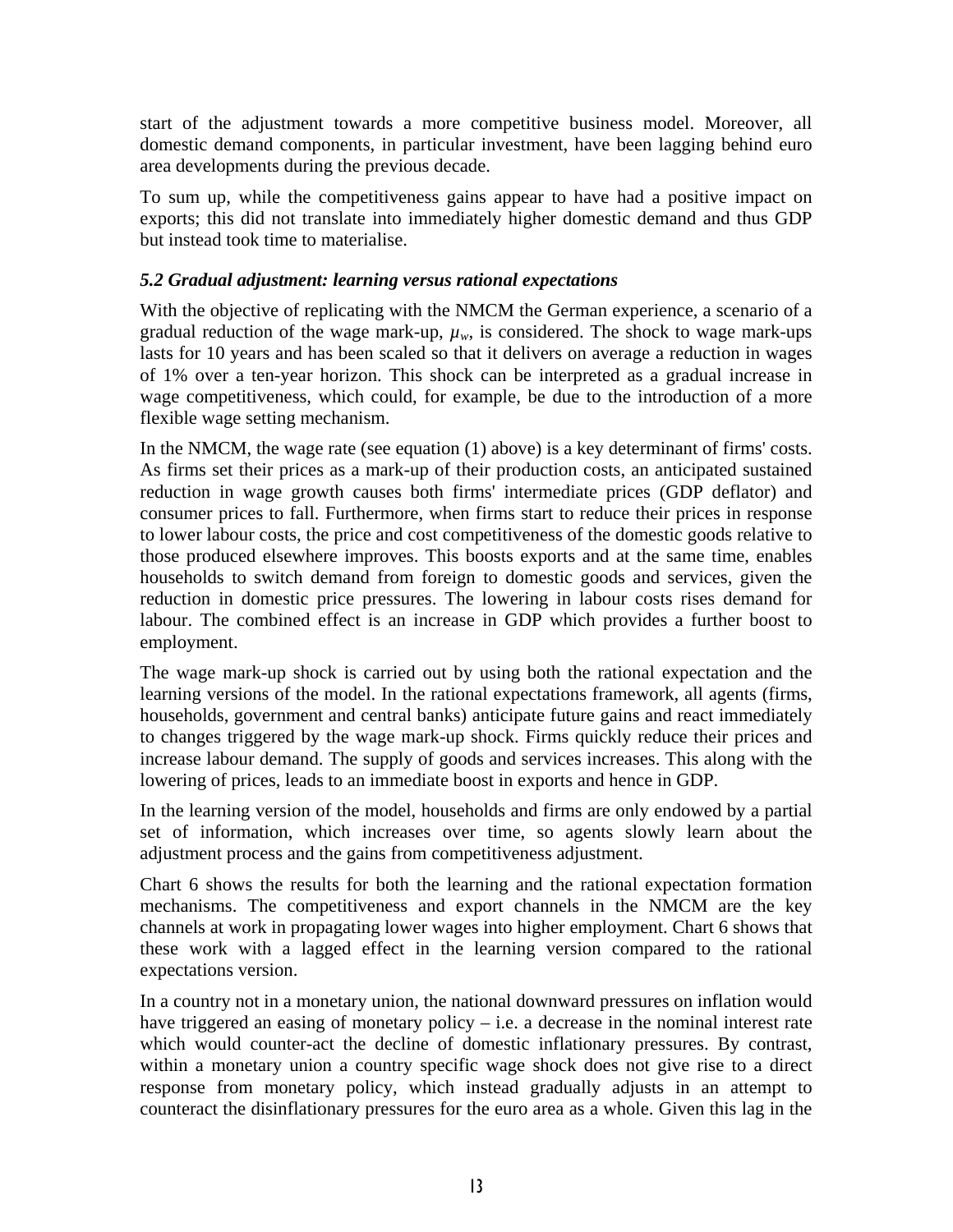start of the adjustment towards a more competitive business model. Moreover, all domestic demand components, in particular investment, have been lagging behind euro area developments during the previous decade.

To sum up, while the competitiveness gains appear to have had a positive impact on exports; this did not translate into immediately higher domestic demand and thus GDP but instead took time to materialise.

### *5.2 Gradual adjustment: learning versus rational expectations*

With the objective of replicating with the NMCM the German experience, a scenario of a gradual reduction of the wage mark-up, $\mu_w$, is considered. The shock to wage mark-ups lasts for 10 years and has been scaled so that it delivers on average a reduction in wages of 1% over a ten-year horizon. This shock can be interpreted as a gradual increase in wage competitiveness, which could, for example, be due to the introduction of a more flexible wage setting mechanism.

In the NMCM, the wage rate (see equation (1) above) is a key determinant of firms' costs. As firms set their prices as a mark-up of their production costs, an anticipated sustained reduction in wage growth causes both firms' intermediate prices (GDP deflator) and consumer prices to fall. Furthermore, when firms start to reduce their prices in response to lower labour costs, the price and cost competitiveness of the domestic goods relative to those produced elsewhere improves. This boosts exports and at the same time, enables households to switch demand from foreign to domestic goods and services, given the reduction in domestic price pressures. The lowering in labour costs rises demand for labour. The combined effect is an increase in GDP which provides a further boost to employment.

The wage mark-up shock is carried out by using both the rational expectation and the learning versions of the model. In the rational expectations framework, all agents (firms, households, government and central banks) anticipate future gains and react immediately to changes triggered by the wage mark-up shock. Firms quickly reduce their prices and increase labour demand. The supply of goods and services increases. This along with the lowering of prices, leads to an immediate boost in exports and hence in GDP.

In the learning version of the model, households and firms are only endowed by a partial set of information, which increases over time, so agents slowly learn about the adjustment process and the gains from competitiveness adjustment.

Chart 6 shows the results for both the learning and the rational expectation formation mechanisms. The competitiveness and export channels in the NMCM are the key channels at work in propagating lower wages into higher employment. Chart 6 shows that these work with a lagged effect in the learning version compared to the rational expectations version.

In a country not in a monetary union, the national downward pressures on inflation would have triggered an easing of monetary policy – i.e. a decrease in the nominal interest rate which would counter-act the decline of domestic inflationary pressures. By contrast, within a monetary union a country specific wage shock does not give rise to a direct response from monetary policy, which instead gradually adjusts in an attempt to counteract the disinflationary pressures for the euro area as a whole. Given this lag in the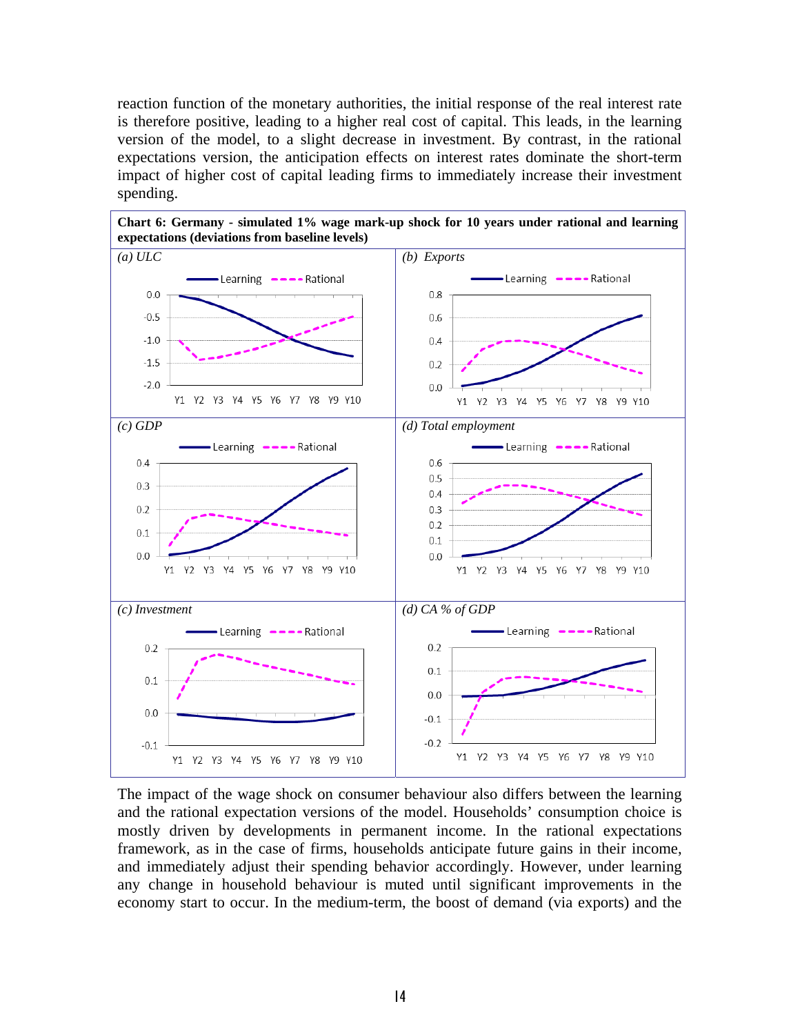reaction function of the monetary authorities, the initial response of the real interest rate is therefore positive, leading to a higher real cost of capital. This leads, in the learning version of the model, to a slight decrease in investment. By contrast, in the rational expectations version, the anticipation effects on interest rates dominate the short-term impact of higher cost of capital leading firms to immediately increase their investment spending.

**Chart 6: Germany - simulated 1% wage mark-up shock for 10 years under rational and learning expectations (deviations from baseline levels)**

*(a) ULC*

*(b) Exports*

*(c) GDP*

*(d) Total employment*

*(c) Investment*

*(d) CA % of GDP*

The impact of the wage shock on consumer behaviour also differs between the learning and the rational expectation versions of the model. Households' consumption choice is mostly driven by developments in permanent income. In the rational expectations framework, as in the case of firms, households anticipate future gains in their income, and immediately adjust their spending behavior accordingly. However, under learning any change in household behaviour is muted until significant improvements in the economy start to occur. In the medium-term, the boost of demand (via exports) and the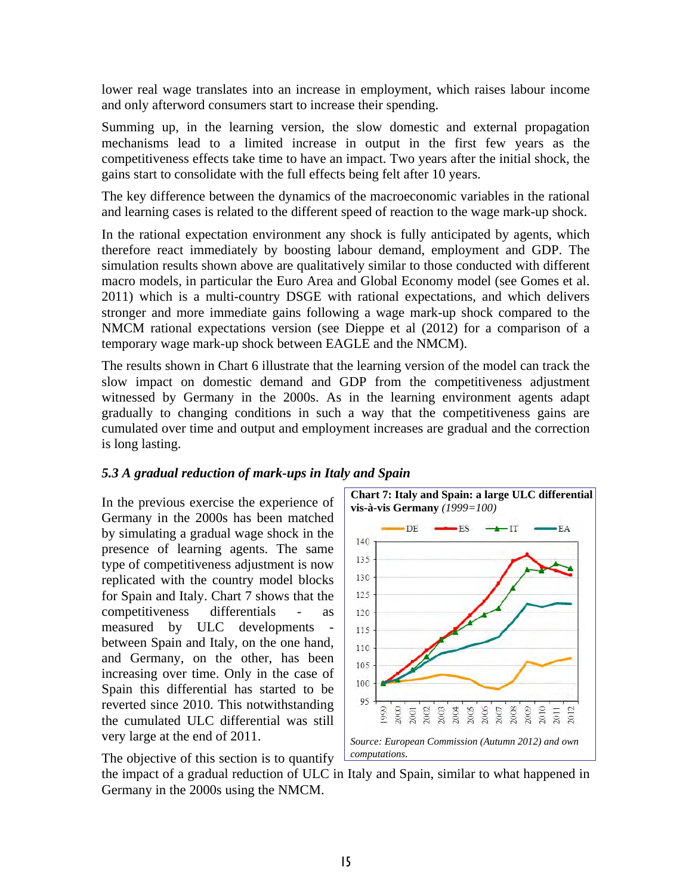lower real wage translates into an increase in employment, which raises labour income and only afterword consumers start to increase their spending.

Summing up, in the learning version, the slow domestic and external propagation mechanisms lead to a limited increase in output in the first few years as the competitiveness effects take time to have an impact. Two years after the initial shock, the gains start to consolidate with the full effects being felt after 10 years.

The key difference between the dynamics of the macroeconomic variables in the rational and learning cases is related to the different speed of reaction to the wage mark-up shock.

In the rational expectation environment any shock is fully anticipated by agents, which therefore react immediately by boosting labour demand, employment and GDP. The simulation results shown above are qualitatively similar to those conducted with different macro models, in particular the Euro Area and Global Economy model (see Gomes et al. 2011) which is a multi-country DSGE with rational expectations, and which delivers stronger and more immediate gains following a wage mark-up shock compared to the NMCM rational expectations version (see Dieppe et al (2012) for a comparison of a temporary wage mark-up shock between EAGLE and the NMCM).

The results shown in Chart 6 illustrate that the learning version of the model can track the slow impact on domestic demand and GDP from the competitiveness adjustment witnessed by Germany in the 2000s. As in the learning environment agents adapt gradually to changing conditions in such a way that the competitiveness gains are cumulated over time and output and employment increases are gradual and the correction is long lasting.

### *5.3 A gradual reduction of mark-ups in Italy and Spain*

In the previous exercise the experience of Germany in the 2000s has been matched by simulating a gradual wage shock in the presence of learning agents. The same type of competitiveness adjustment is now replicated with the country model blocks for Spain and Italy. Chart 7 shows that the competitiveness differentials - as measured by ULC developments - between Spain and Italy, on the one hand, and Germany, on the other, has been increasing over time. Only in the case of Spain this differential has started to be reverted since 2010. This notwithstanding the cumulated ULC differential was still very large at the end of 2011.

**Chart 7: Italy and Spain: a large ULC differential vis-à-vis Germany** *(1999=100)*

*Source: European Commission (Autumn 2012) and own computations.*

The objective of this section is to quantify the impact of a gradual reduction of ULC in Italy and Spain, similar to what happened in Germany in the 2000s using the NMCM.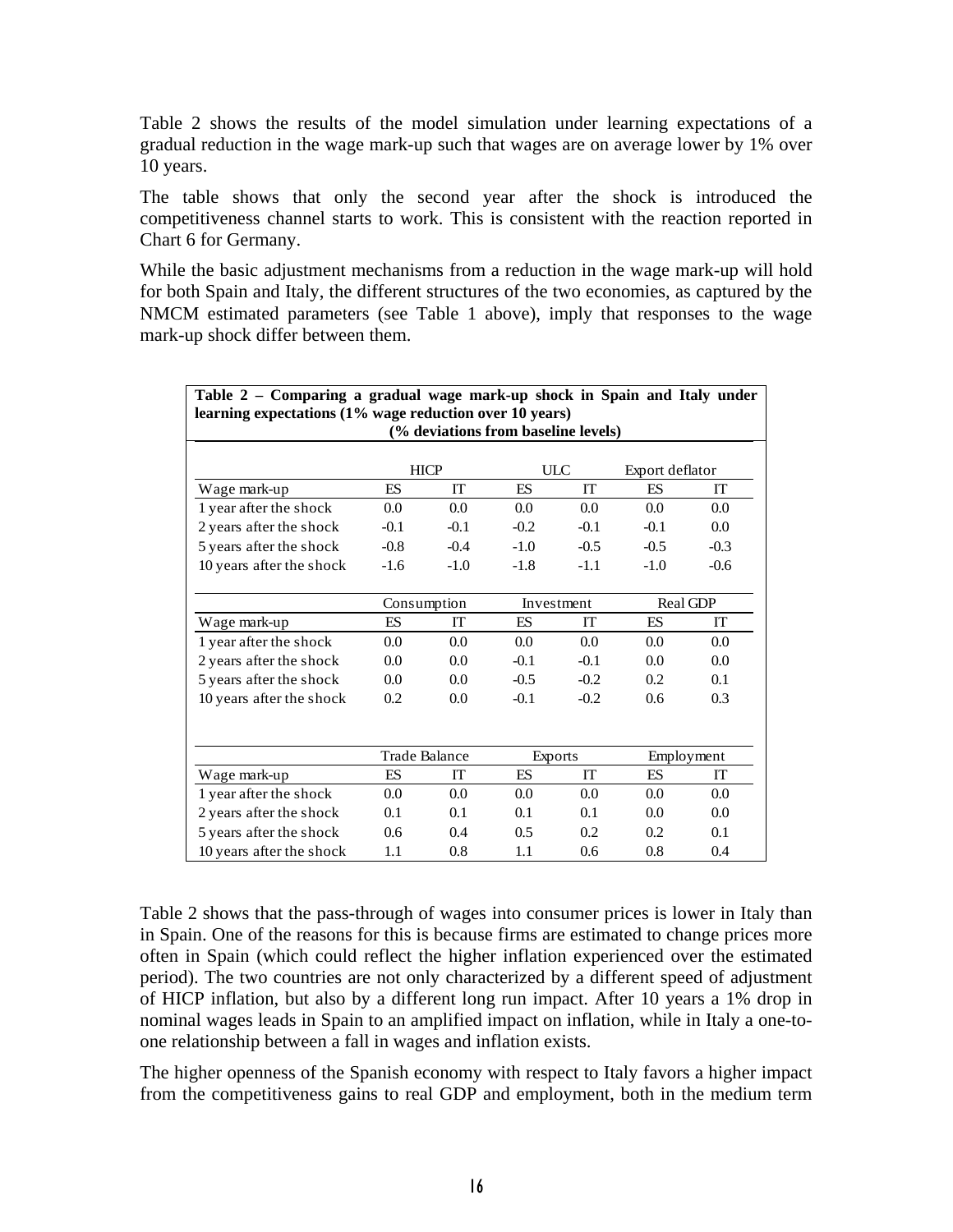Table 2 shows the results of the model simulation under learning expectations of a gradual reduction in the wage mark-up such that wages are on average lower by 1% over 10 years.

The table shows that only the second year after the shock is introduced the competitiveness channel starts to work. This is consistent with the reaction reported in Chart 6 for Germany.

While the basic adjustment mechanisms from a reduction in the wage mark-up will hold for both Spain and Italy, the different structures of the two economies, as captured by the NMCM estimated parameters (see Table 1 above), imply that responses to the wage mark-up shock differ between them.

**Table 2 – Comparing a gradual wage mark-up shock in Spain and Italy under learning expectations (1% wage reduction over 10 years)**
**(% deviations from baseline levels)**

| | HICP | | ULC | | Export deflator | |
|---|---|---|---|---|---|---|
| Wage mark-up | ES | IT | ES | IT | ES | IT |
| 1 year after the shock | 0.0 | 0.0 | 0.0 | 0.0 | 0.0 | 0.0 |
| 2 years after the shock | -0.1 | -0.1 | -0.2 | -0.1 | -0.1 | 0.0 |
| 5 years after the shock | -0.8 | -0.4 | -1.0 | -0.5 | -0.5 | -0.3 |
| 10 years after the shock | -1.6 | -1.0 | -1.8 | -1.1 | -1.0 | -0.6 |
| | **Consumption** | | **Investment** | | **Real GDP** | |
| Wage mark-up | ES | IT | ES | IT | ES | IT |
| 1 year after the shock | 0.0 | 0.0 | 0.0 | 0.0 | 0.0 | 0.0 |
| 2 years after the shock | 0.0 | 0.0 | -0.1 | -0.1 | 0.0 | 0.0 |
| 5 years after the shock | 0.0 | 0.0 | -0.5 | -0.2 | 0.2 | 0.1 |
| 10 years after the shock | 0.2 | 0.0 | -0.1 | -0.2 | 0.6 | 0.3 |
| | **Trade Balance** | | **Exports** | | **Employment** | |
| Wage mark-up | ES | IT | ES | IT | ES | IT |
| 1 year after the shock | 0.0 | 0.0 | 0.0 | 0.0 | 0.0 | 0.0 |
| 2 years after the shock | 0.1 | 0.1 | 0.1 | 0.1 | 0.0 | 0.0 |
| 5 years after the shock | 0.6 | 0.4 | 0.5 | 0.2 | 0.2 | 0.1 |
| 10 years after the shock | 1.1 | 0.8 | 1.1 | 0.6 | 0.8 | 0.4 |

Table 2 shows that the pass-through of wages into consumer prices is lower in Italy than in Spain. One of the reasons for this is because firms are estimated to change prices more often in Spain (which could reflect the higher inflation experienced over the estimated period). The two countries are not only characterized by a different speed of adjustment of HICP inflation, but also by a different long run impact. After 10 years a 1% drop in nominal wages leads in Spain to an amplified impact on inflation, while in Italy a one-to-one relationship between a fall in wages and inflation exists.

The higher openness of the Spanish economy with respect to Italy favors a higher impact from the competitiveness gains to real GDP and employment, both in the medium term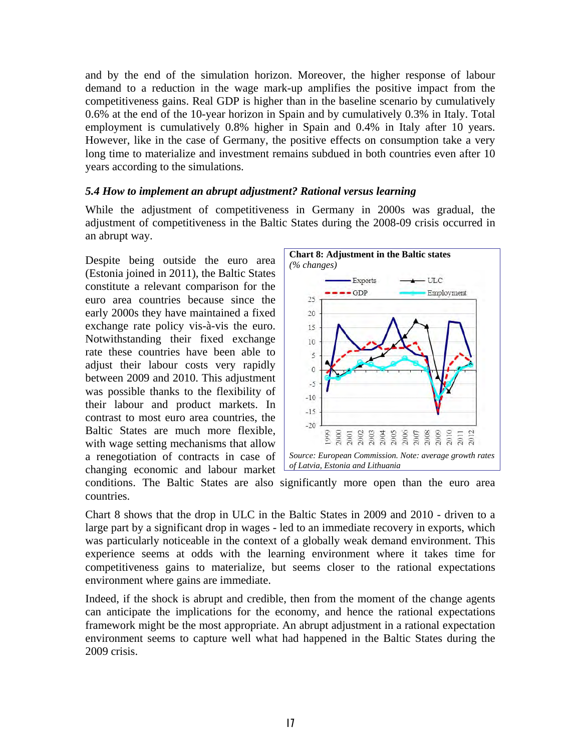and by the end of the simulation horizon. Moreover, the higher response of labour demand to a reduction in the wage mark-up amplifies the positive impact from the competitiveness gains. Real GDP is higher than in the baseline scenario by cumulatively 0.6% at the end of the 10-year horizon in Spain and by cumulatively 0.3% in Italy. Total employment is cumulatively 0.8% higher in Spain and 0.4% in Italy after 10 years. However, like in the case of Germany, the positive effects on consumption take a very long time to materialize and investment remains subdued in both countries even after 10 years according to the simulations.

### *5.4 How to implement an abrupt adjustment? Rational versus learning*

While the adjustment of competitiveness in Germany in 2000s was gradual, the adjustment of competitiveness in the Baltic States during the 2008-09 crisis occurred in an abrupt way.

Despite being outside the euro area (Estonia joined in 2011), the Baltic States constitute a relevant comparison for the euro area countries because since the early 2000s they have maintained a fixed exchange rate policy vis-à-vis the euro. Notwithstanding their fixed exchange rate these countries have been able to adjust their labour costs very rapidly between 2009 and 2010. This adjustment was possible thanks to the flexibility of their labour and product markets. In contrast to most euro area countries, the Baltic States are much more flexible, with wage setting mechanisms that allow a renegotiation of contracts in case of changing economic and labour market conditions. The Baltic States are also significantly more open than the euro area countries.

**Chart 8: Adjustment in the Baltic states**
*(% changes)*

*Source: European Commission. Note: average growth rates of Latvia, Estonia and Lithuania*

Chart 8 shows that the drop in ULC in the Baltic States in 2009 and 2010 - driven to a large part by a significant drop in wages - led to an immediate recovery in exports, which was particularly noticeable in the context of a globally weak demand environment. This experience seems at odds with the learning environment where it takes time for competitiveness gains to materialize, but seems closer to the rational expectations environment where gains are immediate.

Indeed, if the shock is abrupt and credible, then from the moment of the change agents can anticipate the implications for the economy, and hence the rational expectations framework might be the most appropriate. An abrupt adjustment in a rational expectation environment seems to capture well what had happened in the Baltic States during the 2009 crisis.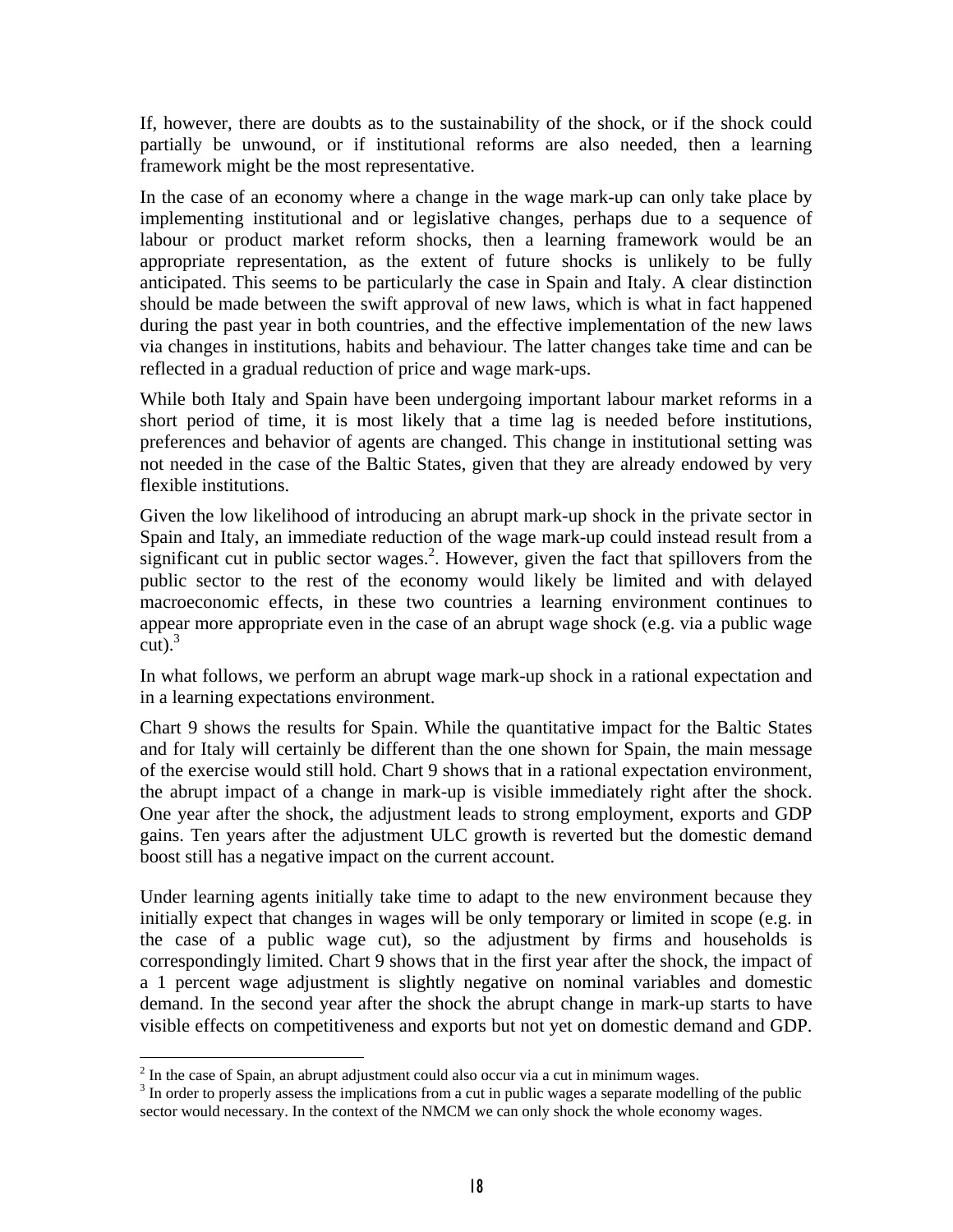If, however, there are doubts as to the sustainability of the shock, or if the shock could partially be unwound, or if institutional reforms are also needed, then a learning framework might be the most representative.

In the case of an economy where a change in the wage mark-up can only take place by implementing institutional and or legislative changes, perhaps due to a sequence of labour or product market reform shocks, then a learning framework would be an appropriate representation, as the extent of future shocks is unlikely to be fully anticipated. This seems to be particularly the case in Spain and Italy. A clear distinction should be made between the swift approval of new laws, which is what in fact happened during the past year in both countries, and the effective implementation of the new laws via changes in institutions, habits and behaviour. The latter changes take time and can be reflected in a gradual reduction of price and wage mark-ups.

While both Italy and Spain have been undergoing important labour market reforms in a short period of time, it is most likely that a time lag is needed before institutions, preferences and behavior of agents are changed. This change in institutional setting was not needed in the case of the Baltic States, given that they are already endowed by very flexible institutions.

Given the low likelihood of introducing an abrupt mark-up shock in the private sector in Spain and Italy, an immediate reduction of the wage mark-up could instead result from a significant cut in public sector wages.[2]. However, given the fact that spillovers from the public sector to the rest of the economy would likely be limited and with delayed macroeconomic effects, in these two countries a learning environment continues to appear more appropriate even in the case of an abrupt wage shock (e.g. via a public wage cut).[3]

In what follows, we perform an abrupt wage mark-up shock in a rational expectation and in a learning expectations environment.

Chart 9 shows the results for Spain. While the quantitative impact for the Baltic States and for Italy will certainly be different than the one shown for Spain, the main message of the exercise would still hold. Chart 9 shows that in a rational expectation environment, the abrupt impact of a change in mark-up is visible immediately right after the shock. One year after the shock, the adjustment leads to strong employment, exports and GDP gains. Ten years after the adjustment ULC growth is reverted but the domestic demand boost still has a negative impact on the current account.

Under learning agents initially take time to adapt to the new environment because they initially expect that changes in wages will be only temporary or limited in scope (e.g. in the case of a public wage cut), so the adjustment by firms and households is correspondingly limited. Chart 9 shows that in the first year after the shock, the impact of a 1 percent wage adjustment is slightly negative on nominal variables and domestic demand. In the second year after the shock the abrupt change in mark-up starts to have visible effects on competitiveness and exports but not yet on domestic demand and GDP.

---

[2] In the case of Spain, an abrupt adjustment could also occur via a cut in minimum wages.

[3] In order to properly assess the implications from a cut in public wages a separate modelling of the public sector would necessary. In the context of the NMCM we can only shock the whole economy wages.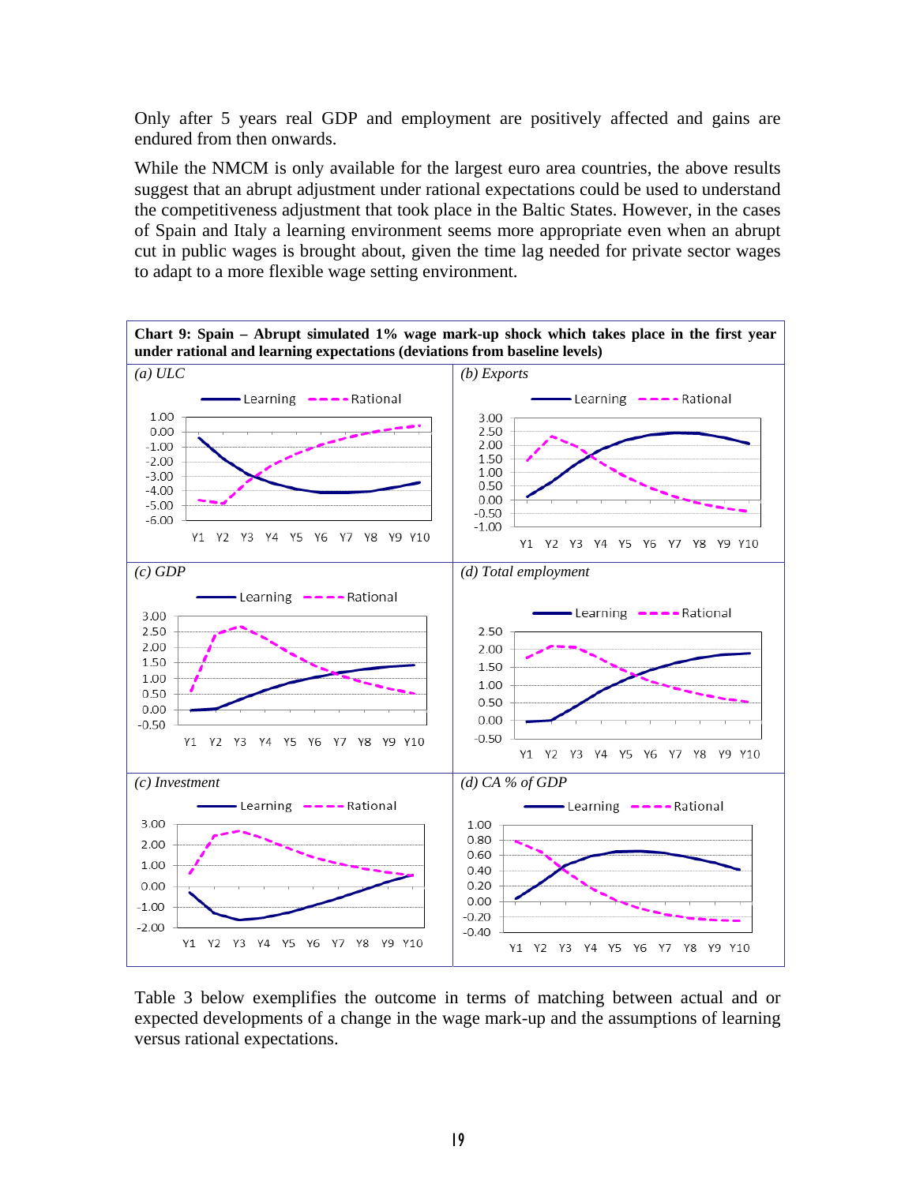Only after 5 years real GDP and employment are positively affected and gains are endured from then onwards.

While the NMCM is only available for the largest euro area countries, the above results suggest that an abrupt adjustment under rational expectations could be used to understand the competitiveness adjustment that took place in the Baltic States. However, in the cases of Spain and Italy a learning environment seems more appropriate even when an abrupt cut in public wages is brought about, given the time lag needed for private sector wages to adapt to a more flexible wage setting environment.

**Chart 9: Spain – Abrupt simulated 1% wage mark-up shock which takes place in the first year under rational and learning expectations (deviations from baseline levels)**

*(a) ULC*

*(b) Exports*

*(c) GDP*

*(d) Total employment*

*(c) Investment*

*(d) CA % of GDP*

Table 3 below exemplifies the outcome in terms of matching between actual and or expected developments of a change in the wage mark-up and the assumptions of learning versus rational expectations.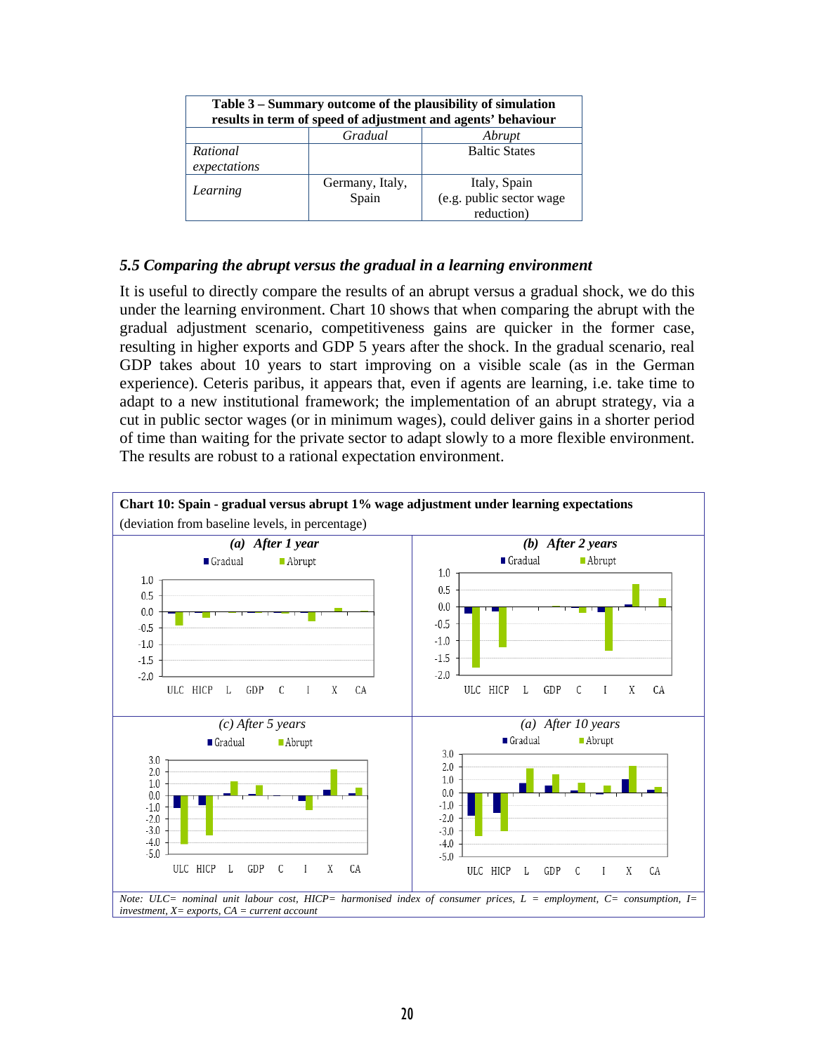| Table 3 – Summary outcome of the plausibility of simulation results in term of speed of adjustment and agents' behaviour | | |
|---|---|---|
| | *Gradual* | *Abrupt* |
| *Rational expectations* | | Baltic States |
| *Learning* | Germany, Italy, Spain | Italy, Spain (e.g. public sector wage reduction) |

### *5.5 Comparing the abrupt versus the gradual in a learning environment*

It is useful to directly compare the results of an abrupt versus a gradual shock, we do this under the learning environment. Chart 10 shows that when comparing the abrupt with the gradual adjustment scenario, competitiveness gains are quicker in the former case, resulting in higher exports and GDP 5 years after the shock. In the gradual scenario, real GDP takes about 10 years to start improving on a visible scale (as in the German experience). Ceteris paribus, it appears that, even if agents are learning, i.e. take time to adapt to a new institutional framework; the implementation of an abrupt strategy, via a cut in public sector wages (or in minimum wages), could deliver gains in a shorter period of time than waiting for the private sector to adapt slowly to a more flexible environment. The results are robust to a rational expectation environment.

**Chart 10: Spain - gradual versus abrupt 1% wage adjustment under learning expectations**

(deviation from baseline levels, in percentage)

*(a) After 1 year* — *(b) After 2 years* — *(c) After 5 years* — *(a) After 10 years*

(Legend: Gradual, Abrupt; categories: ULC, HICP, L, GDP, C, I, X, CA)

*Note: ULC= nominal unit labour cost, HICP= harmonised index of consumer prices, L = employment, C= consumption, I= investment, X= exports, CA = current account*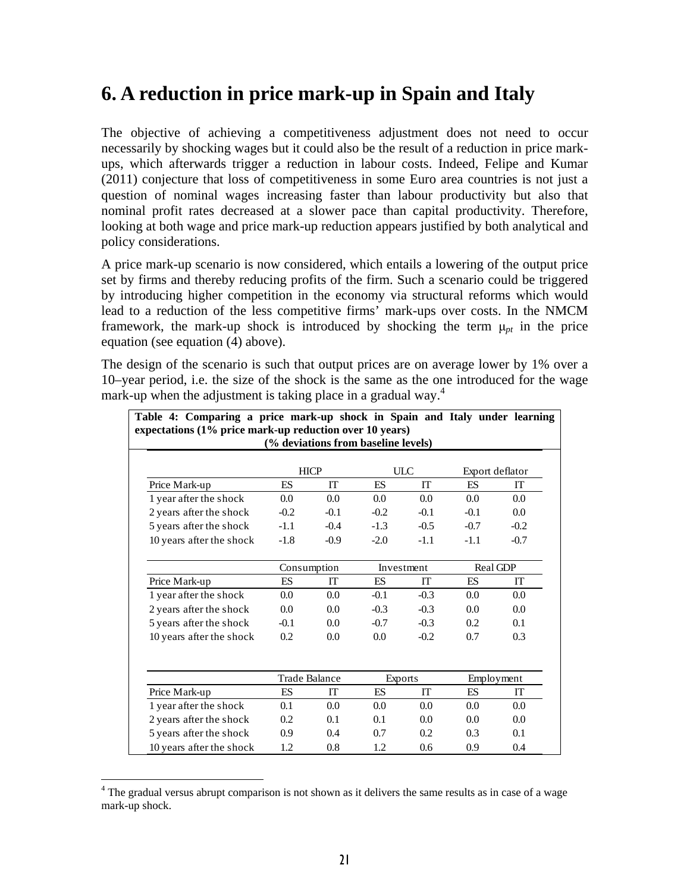# 6. A reduction in price mark-up in Spain and Italy

The objective of achieving a competitiveness adjustment does not need to occur necessarily by shocking wages but it could also be the result of a reduction in price mark-ups, which afterwards trigger a reduction in labour costs. Indeed, Felipe and Kumar (2011) conjecture that loss of competitiveness in some Euro area countries is not just a question of nominal wages increasing faster than labour productivity but also that nominal profit rates decreased at a slower pace than capital productivity. Therefore, looking at both wage and price mark-up reduction appears justified by both analytical and policy considerations.

A price mark-up scenario is now considered, which entails a lowering of the output price set by firms and thereby reducing profits of the firm. Such a scenario could be triggered by introducing higher competition in the economy via structural reforms which would lead to a reduction of the less competitive firms' mark-ups over costs. In the NMCM framework, the mark-up shock is introduced by shocking the term $\mu_{pt}$ in the price equation (see equation (4) above).

The design of the scenario is such that output prices are on average lower by 1% over a 10–year period, i.e. the size of the shock is the same as the one introduced for the wage mark-up when the adjustment is taking place in a gradual way.[4]

**Table 4: Comparing a price mark-up shock in Spain and Italy under learning expectations (1% price mark-up reduction over 10 years)**
**(% deviations from baseline levels)**

| | HICP | | ULC | | Export deflator | |
|---|---|---|---|---|---|---|
| Price Mark-up | ES | IT | ES | IT | ES | IT |
| 1 year after the shock | 0.0 | 0.0 | 0.0 | 0.0 | 0.0 | 0.0 |
| 2 years after the shock | -0.2 | -0.1 | -0.2 | -0.1 | -0.1 | 0.0 |
| 5 years after the shock | -1.1 | -0.4 | -1.3 | -0.5 | -0.7 | -0.2 |
| 10 years after the shock | -1.8 | -0.9 | -2.0 | -1.1 | -1.1 | -0.7 |

| | Consumption | | Investment | | Real GDP | |
|---|---|---|---|---|---|---|
| Price Mark-up | ES | IT | ES | IT | ES | IT |
| 1 year after the shock | 0.0 | 0.0 | -0.1 | -0.3 | 0.0 | 0.0 |
| 2 years after the shock | 0.0 | 0.0 | -0.3 | -0.3 | 0.0 | 0.0 |
| 5 years after the shock | -0.1 | 0.0 | -0.7 | -0.3 | 0.2 | 0.1 |
| 10 years after the shock | 0.2 | 0.0 | 0.0 | -0.2 | 0.7 | 0.3 |

| | Trade Balance | | Exports | | Employment | |
|---|---|---|---|---|---|---|
| Price Mark-up | ES | IT | ES | IT | ES | IT |
| 1 year after the shock | 0.1 | 0.0 | 0.0 | 0.0 | 0.0 | 0.0 |
| 2 years after the shock | 0.2 | 0.1 | 0.1 | 0.0 | 0.0 | 0.0 |
| 5 years after the shock | 0.9 | 0.4 | 0.7 | 0.2 | 0.3 | 0.1 |
| 10 years after the shock | 1.2 | 0.8 | 1.2 | 0.6 | 0.9 | 0.4 |

[4] The gradual versus abrupt comparison is not shown as it delivers the same results as in case of a wage mark-up shock.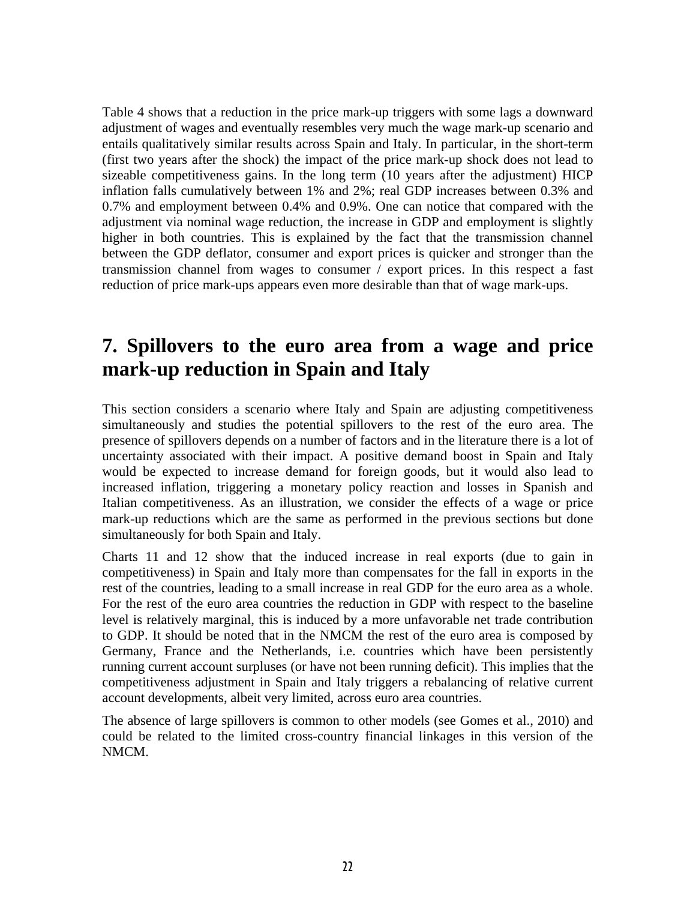Table 4 shows that a reduction in the price mark-up triggers with some lags a downward adjustment of wages and eventually resembles very much the wage mark-up scenario and entails qualitatively similar results across Spain and Italy. In particular, in the short-term (first two years after the shock) the impact of the price mark-up shock does not lead to sizeable competitiveness gains. In the long term (10 years after the adjustment) HICP inflation falls cumulatively between 1% and 2%; real GDP increases between 0.3% and 0.7% and employment between 0.4% and 0.9%. One can notice that compared with the adjustment via nominal wage reduction, the increase in GDP and employment is slightly higher in both countries. This is explained by the fact that the transmission channel between the GDP deflator, consumer and export prices is quicker and stronger than the transmission channel from wages to consumer / export prices. In this respect a fast reduction of price mark-ups appears even more desirable than that of wage mark-ups.

# 7. Spillovers to the euro area from a wage and price mark-up reduction in Spain and Italy

This section considers a scenario where Italy and Spain are adjusting competitiveness simultaneously and studies the potential spillovers to the rest of the euro area. The presence of spillovers depends on a number of factors and in the literature there is a lot of uncertainty associated with their impact. A positive demand boost in Spain and Italy would be expected to increase demand for foreign goods, but it would also lead to increased inflation, triggering a monetary policy reaction and losses in Spanish and Italian competitiveness. As an illustration, we consider the effects of a wage or price mark-up reductions which are the same as performed in the previous sections but done simultaneously for both Spain and Italy.

Charts 11 and 12 show that the induced increase in real exports (due to gain in competitiveness) in Spain and Italy more than compensates for the fall in exports in the rest of the countries, leading to a small increase in real GDP for the euro area as a whole. For the rest of the euro area countries the reduction in GDP with respect to the baseline level is relatively marginal, this is induced by a more unfavorable net trade contribution to GDP. It should be noted that in the NMCM the rest of the euro area is composed by Germany, France and the Netherlands, i.e. countries which have been persistently running current account surpluses (or have not been running deficit). This implies that the competitiveness adjustment in Spain and Italy triggers a rebalancing of relative current account developments, albeit very limited, across euro area countries.

The absence of large spillovers is common to other models (see Gomes et al., 2010) and could be related to the limited cross-country financial linkages in this version of the NMCM.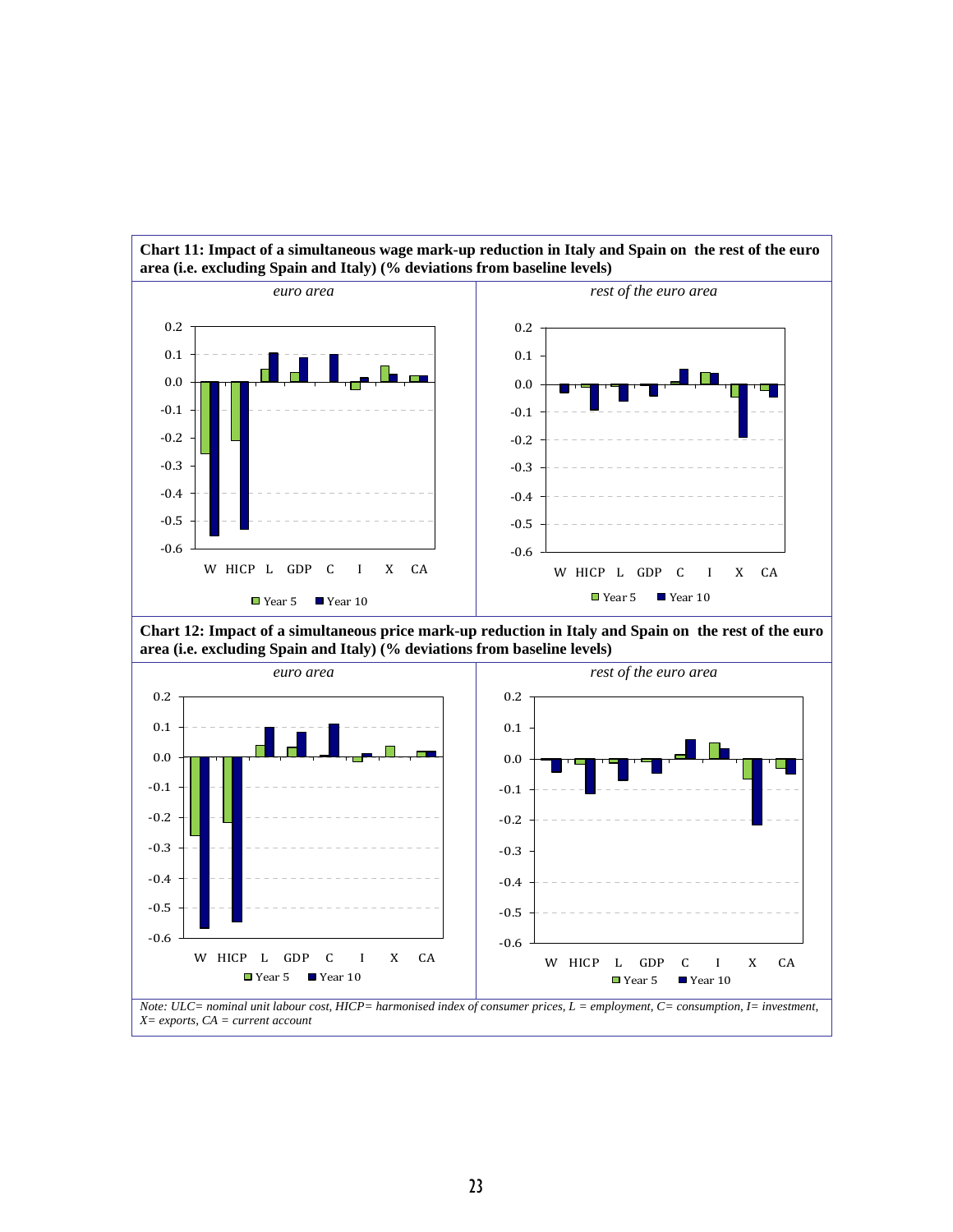**Chart 11: Impact of a simultaneous wage mark-up reduction in Italy and Spain on the rest of the euro area (i.e. excluding Spain and Italy) (% deviations from baseline levels)**

*euro area*

*rest of the euro area*

**Chart 12: Impact of a simultaneous price mark-up reduction in Italy and Spain on the rest of the euro area (i.e. excluding Spain and Italy) (% deviations from baseline levels)**

*euro area*

*rest of the euro area*

*Note: ULC= nominal unit labour cost, HICP= harmonised index of consumer prices, L = employment, C= consumption, I= investment, X= exports, CA = current account*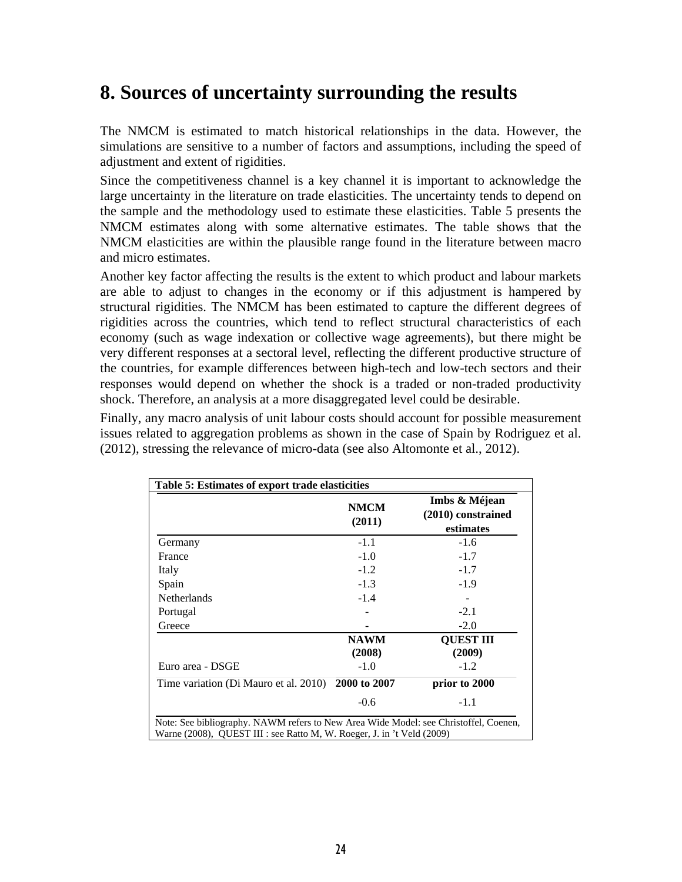# 8. Sources of uncertainty surrounding the results

The NMCM is estimated to match historical relationships in the data. However, the simulations are sensitive to a number of factors and assumptions, including the speed of adjustment and extent of rigidities.

Since the competitiveness channel is a key channel it is important to acknowledge the large uncertainty in the literature on trade elasticities. The uncertainty tends to depend on the sample and the methodology used to estimate these elasticities. Table 5 presents the NMCM estimates along with some alternative estimates. The table shows that the NMCM elasticities are within the plausible range found in the literature between macro and micro estimates.

Another key factor affecting the results is the extent to which product and labour markets are able to adjust to changes in the economy or if this adjustment is hampered by structural rigidities. The NMCM has been estimated to capture the different degrees of rigidities across the countries, which tend to reflect structural characteristics of each economy (such as wage indexation or collective wage agreements), but there might be very different responses at a sectoral level, reflecting the different productive structure of the countries, for example differences between high-tech and low-tech sectors and their responses would depend on whether the shock is a traded or non-traded productivity shock. Therefore, an analysis at a more disaggregated level could be desirable.

Finally, any macro analysis of unit labour costs should account for possible measurement issues related to aggregation problems as shown in the case of Spain by Rodriguez et al. (2012), stressing the relevance of micro-data (see also Altomonte et al., 2012).

**Table 5: Estimates of export trade elasticities**

| | **NMCM (2011)** | **Imbs & Méjean (2010) constrained estimates** |
|---|---|---|
| Germany | -1.1 | -1.6 |
| France | -1.0 | -1.7 |
| Italy | -1.2 | -1.7 |
| Spain | -1.3 | -1.9 |
| Netherlands | -1.4 | - |
| Portugal | - | -2.1 |
| Greece | - | -2.0 |
| | **NAWM (2008)** | **QUEST III (2009)** |
| Euro area - DSGE | -1.0 | -1.2 |
| Time variation (Di Mauro et al. 2010) | **2000 to 2007** | **prior to 2000** |
| | -0.6 | -1.1 |

Note: See bibliography. NAWM refers to New Area Wide Model: see Christoffel, Coenen, Warne (2008), QUEST III : see Ratto M, W. Roeger, J. in 't Veld (2009)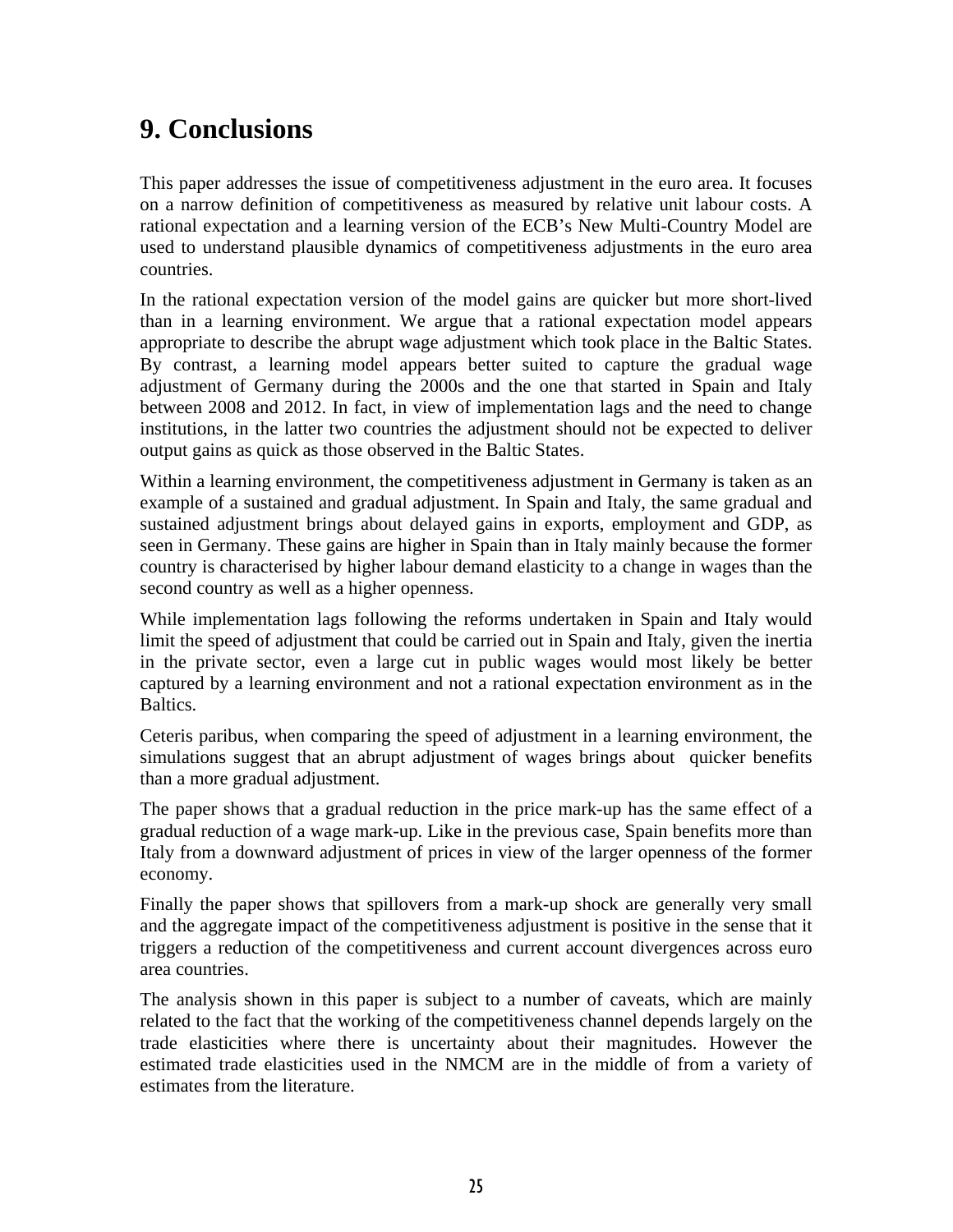# 9. Conclusions

This paper addresses the issue of competitiveness adjustment in the euro area. It focuses on a narrow definition of competitiveness as measured by relative unit labour costs. A rational expectation and a learning version of the ECB's New Multi-Country Model are used to understand plausible dynamics of competitiveness adjustments in the euro area countries.

In the rational expectation version of the model gains are quicker but more short-lived than in a learning environment. We argue that a rational expectation model appears appropriate to describe the abrupt wage adjustment which took place in the Baltic States. By contrast, a learning model appears better suited to capture the gradual wage adjustment of Germany during the 2000s and the one that started in Spain and Italy between 2008 and 2012. In fact, in view of implementation lags and the need to change institutions, in the latter two countries the adjustment should not be expected to deliver output gains as quick as those observed in the Baltic States.

Within a learning environment, the competitiveness adjustment in Germany is taken as an example of a sustained and gradual adjustment. In Spain and Italy, the same gradual and sustained adjustment brings about delayed gains in exports, employment and GDP, as seen in Germany. These gains are higher in Spain than in Italy mainly because the former country is characterised by higher labour demand elasticity to a change in wages than the second country as well as a higher openness.

While implementation lags following the reforms undertaken in Spain and Italy would limit the speed of adjustment that could be carried out in Spain and Italy, given the inertia in the private sector, even a large cut in public wages would most likely be better captured by a learning environment and not a rational expectation environment as in the Baltics.

Ceteris paribus, when comparing the speed of adjustment in a learning environment, the simulations suggest that an abrupt adjustment of wages brings about quicker benefits than a more gradual adjustment.

The paper shows that a gradual reduction in the price mark-up has the same effect of a gradual reduction of a wage mark-up. Like in the previous case, Spain benefits more than Italy from a downward adjustment of prices in view of the larger openness of the former economy.

Finally the paper shows that spillovers from a mark-up shock are generally very small and the aggregate impact of the competitiveness adjustment is positive in the sense that it triggers a reduction of the competitiveness and current account divergences across euro area countries.

The analysis shown in this paper is subject to a number of caveats, which are mainly related to the fact that the working of the competitiveness channel depends largely on the trade elasticities where there is uncertainty about their magnitudes. However the estimated trade elasticities used in the NMCM are in the middle of from a variety of estimates from the literature.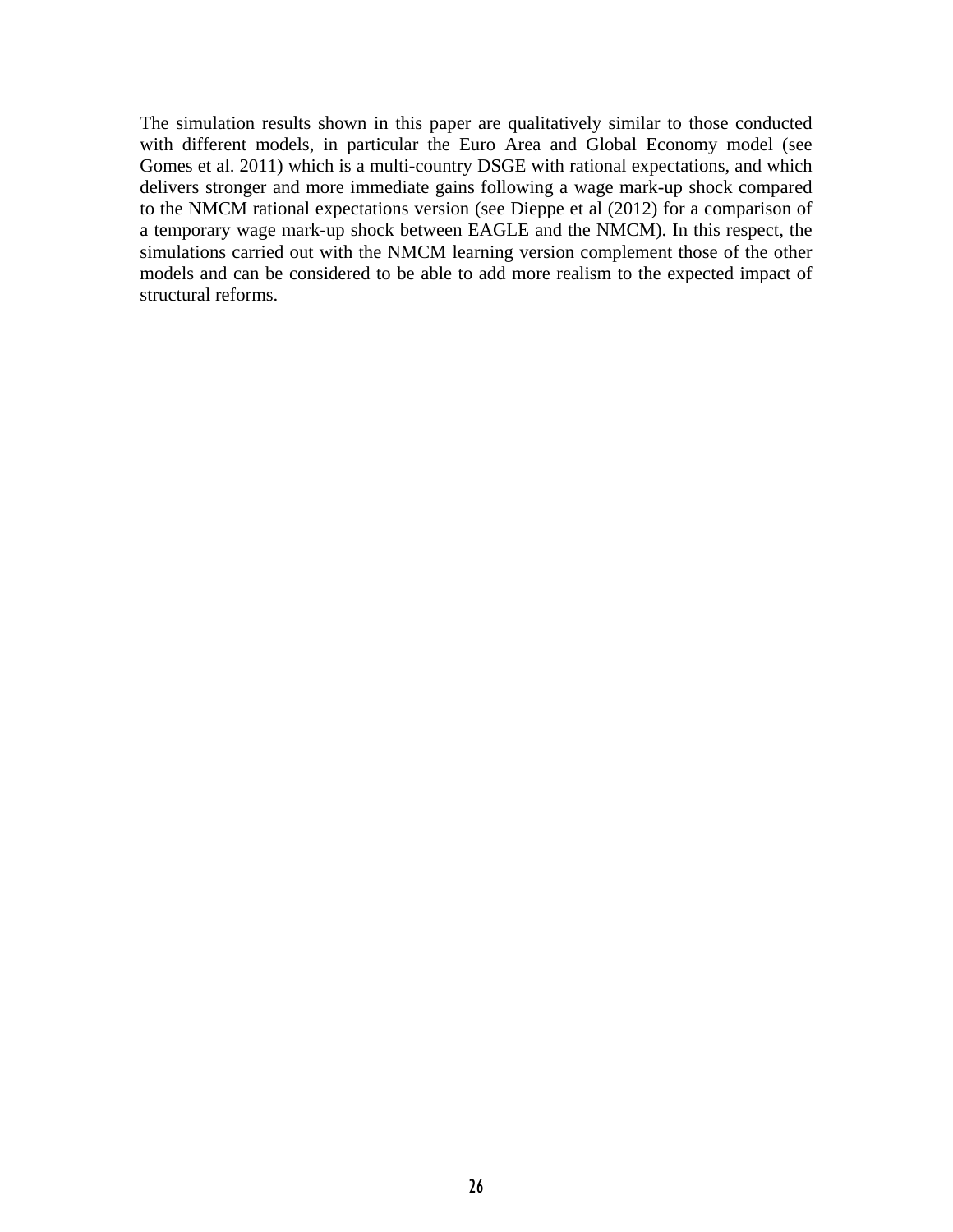The simulation results shown in this paper are qualitatively similar to those conducted with different models, in particular the Euro Area and Global Economy model (see Gomes et al. 2011) which is a multi-country DSGE with rational expectations, and which delivers stronger and more immediate gains following a wage mark-up shock compared to the NMCM rational expectations version (see Dieppe et al (2012) for a comparison of a temporary wage mark-up shock between EAGLE and the NMCM). In this respect, the simulations carried out with the NMCM learning version complement those of the other models and can be considered to be able to add more realism to the expected impact of structural reforms.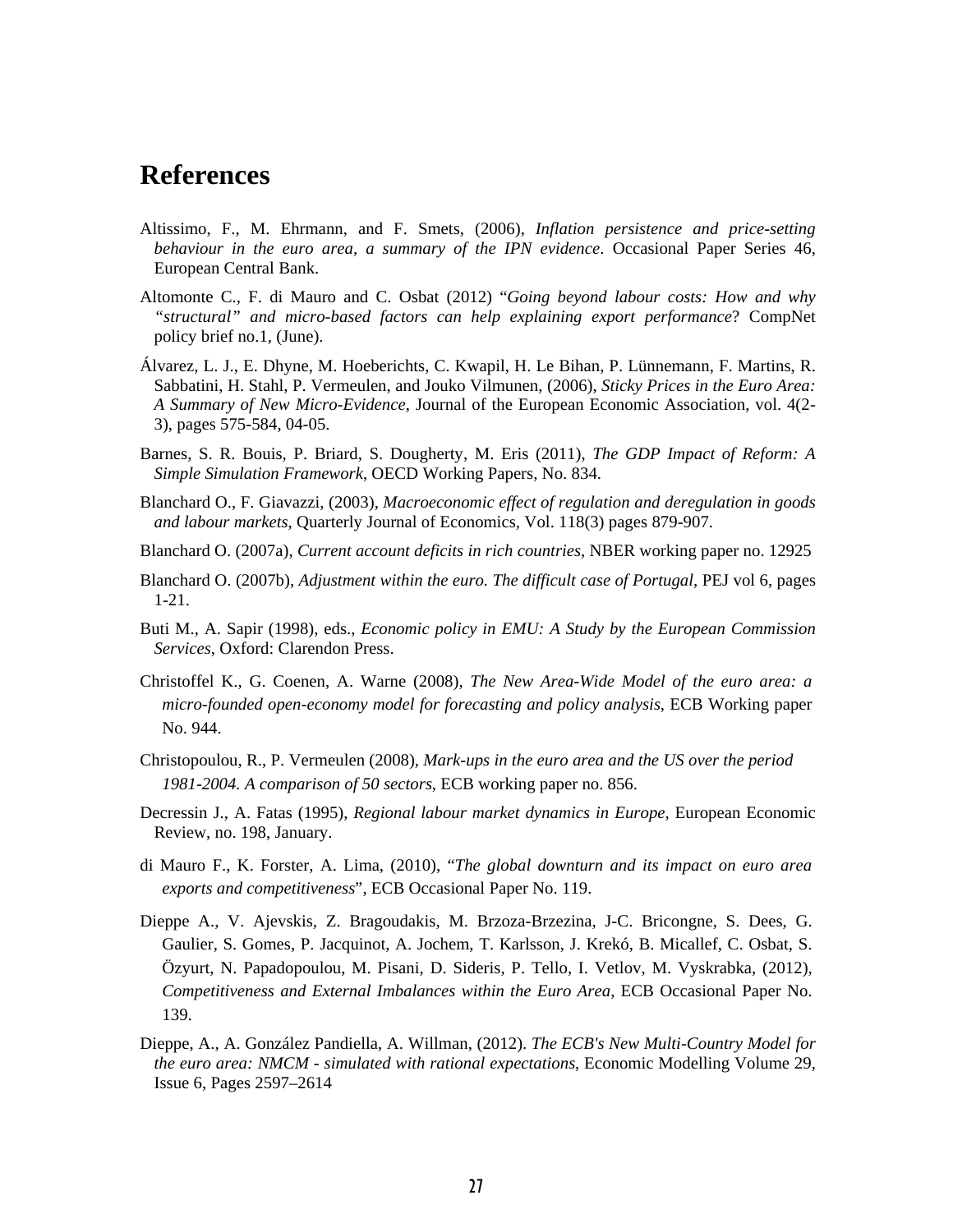# References

Altissimo, F., M. Ehrmann, and F. Smets, (2006), *Inflation persistence and price-setting behaviour in the euro area, a summary of the IPN evidence*. Occasional Paper Series 46, European Central Bank.

Altomonte C., F. di Mauro and C. Osbat (2012) "*Going beyond labour costs: How and why "structural" and micro-based factors can help explaining export performance*? CompNet policy brief no.1, (June).

Álvarez, L. J., E. Dhyne, M. Hoeberichts, C. Kwapil, H. Le Bihan, P. Lünnemann, F. Martins, R. Sabbatini, H. Stahl, P. Vermeulen, and Jouko Vilmunen, (2006), *Sticky Prices in the Euro Area: A Summary of New Micro-Evidence*, Journal of the European Economic Association, vol. 4(2-3), pages 575-584, 04-05.

Barnes, S. R. Bouis, P. Briard, S. Dougherty, M. Eris (2011), *The GDP Impact of Reform: A Simple Simulation Framework*, OECD Working Papers, No. 834.

Blanchard O., F. Giavazzi, (2003), *Macroeconomic effect of regulation and deregulation in goods and labour markets*, Quarterly Journal of Economics, Vol. 118(3) pages 879-907.

Blanchard O. (2007a), *Current account deficits in rich countries*, NBER working paper no. 12925

Blanchard O. (2007b), *Adjustment within the euro. The difficult case of Portugal*, PEJ vol 6, pages 1-21.

Buti M., A. Sapir (1998), eds., *Economic policy in EMU: A Study by the European Commission Services*, Oxford: Clarendon Press.

Christoffel K., G. Coenen, A. Warne (2008), *The New Area-Wide Model of the euro area: a micro-founded open-economy model for forecasting and policy analysis*, ECB Working paper No. 944.

Christopoulou, R., P. Vermeulen (2008), *Mark-ups in the euro area and the US over the period 1981-2004. A comparison of 50 sectors*, ECB working paper no. 856.

Decressin J., A. Fatas (1995), *Regional labour market dynamics in Europe*, European Economic Review, no. 198, January.

di Mauro F., K. Forster, A. Lima, (2010), "*The global downturn and its impact on euro area exports and competitiveness*", ECB Occasional Paper No. 119.

Dieppe A., V. Ajevskis, Z. Bragoudakis, M. Brzoza-Brzezina, J-C. Bricongne, S. Dees, G. Gaulier, S. Gomes, P. Jacquinot, A. Jochem, T. Karlsson, J. Krekó, B. Micallef, C. Osbat, S. Özyurt, N. Papadopoulou, M. Pisani, D. Sideris, P. Tello, I. Vetlov, M. Vyskrabka, (2012), *Competitiveness and External Imbalances within the Euro Area*, ECB Occasional Paper No. 139.

Dieppe, A., A. González Pandiella, A. Willman, (2012). *The ECB's New Multi-Country Model for the euro area: NMCM - simulated with rational expectations*, Economic Modelling Volume 29, Issue 6, Pages 2597–2614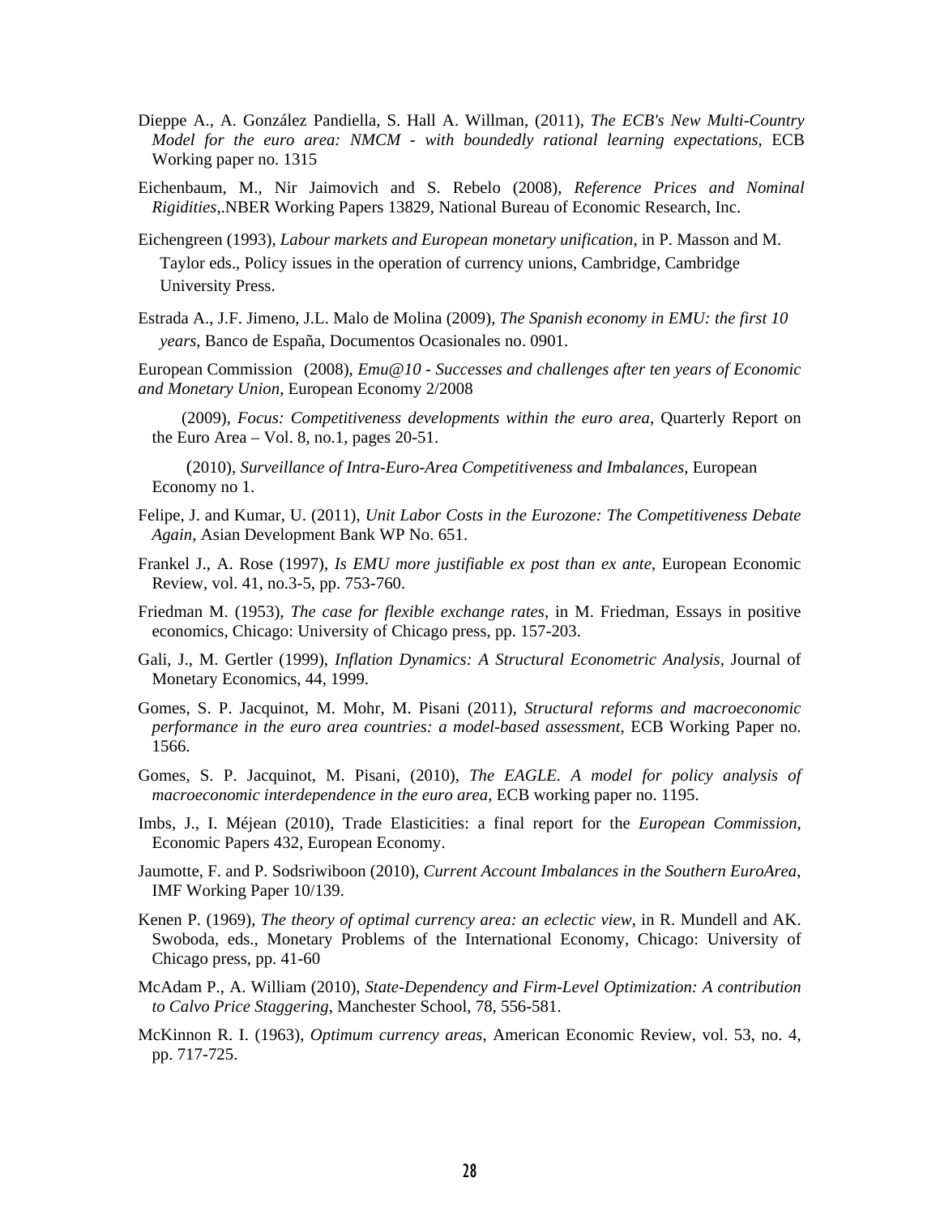Dieppe A., A. González Pandiella, S. Hall A. Willman, (2011), *The ECB's New Multi-Country Model for the euro area: NMCM - with boundedly rational learning expectations*, ECB Working paper no. 1315

Eichenbaum, M., Nir Jaimovich and S. Rebelo (2008), *Reference Prices and Nominal Rigidities*,.NBER Working Papers 13829, National Bureau of Economic Research, Inc.

Eichengreen (1993), *Labour markets and European monetary unification*, in P. Masson and M. Taylor eds., Policy issues in the operation of currency unions, Cambridge, Cambridge University Press.

Estrada A., J.F. Jimeno, J.L. Malo de Molina (2009), *The Spanish economy in EMU: the first 10 years*, Banco de España, Documentos Ocasionales no. 0901.

European Commission (2008), *Emu@10 - Successes and challenges after ten years of Economic and Monetary Union*, European Economy 2/2008

(2009), *Focus: Competitiveness developments within the euro area*, Quarterly Report on the Euro Area – Vol. 8, no.1, pages 20-51.

(2010), *Surveillance of Intra-Euro-Area Competitiveness and Imbalances*, European Economy no 1.

Felipe, J. and Kumar, U. (2011), *Unit Labor Costs in the Eurozone: The Competitiveness Debate Again*, Asian Development Bank WP No. 651.

Frankel J., A. Rose (1997), *Is EMU more justifiable ex post than ex ante*, European Economic Review, vol. 41, no.3-5, pp. 753-760.

Friedman M. (1953), *The case for flexible exchange rates*, in M. Friedman, Essays in positive economics, Chicago: University of Chicago press, pp. 157-203.

Gali, J., M. Gertler (1999), *Inflation Dynamics: A Structural Econometric Analysis*, Journal of Monetary Economics, 44, 1999.

Gomes, S. P. Jacquinot, M. Mohr, M. Pisani (2011), *Structural reforms and macroeconomic performance in the euro area countries: a model-based assessment*, ECB Working Paper no. 1566.

Gomes, S. P. Jacquinot, M. Pisani, (2010), *The EAGLE. A model for policy analysis of macroeconomic interdependence in the euro area*, ECB working paper no. 1195.

Imbs, J., I. Méjean (2010), Trade Elasticities: a final report for the *European Commission*, Economic Papers 432, European Economy.

Jaumotte, F. and P. Sodsriwiboon (2010), *Current Account Imbalances in the Southern EuroArea*, IMF Working Paper 10/139.

Kenen P. (1969), *The theory of optimal currency area: an eclectic view*, in R. Mundell and AK. Swoboda, eds., Monetary Problems of the International Economy, Chicago: University of Chicago press, pp. 41-60

McAdam P., A. William (2010), *State-Dependency and Firm-Level Optimization: A contribution to Calvo Price Staggering*, Manchester School, 78, 556-581.

McKinnon R. I. (1963), *Optimum currency areas*, American Economic Review, vol. 53, no. 4, pp. 717-725.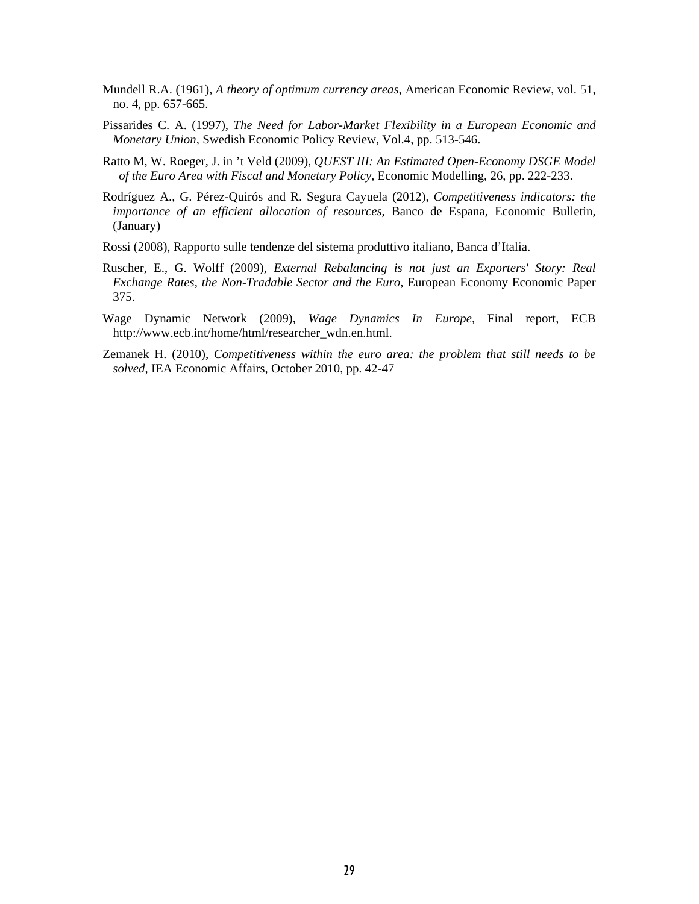Mundell R.A. (1961), *A theory of optimum currency areas*, American Economic Review, vol. 51, no. 4, pp. 657-665.

Pissarides C. A. (1997), *The Need for Labor-Market Flexibility in a European Economic and Monetary Union*, Swedish Economic Policy Review, Vol.4, pp. 513-546.

Ratto M, W. Roeger, J. in 't Veld (2009), *QUEST III: An Estimated Open-Economy DSGE Model of the Euro Area with Fiscal and Monetary Policy*, Economic Modelling, 26, pp. 222-233.

Rodríguez A., G. Pérez-Quirós and R. Segura Cayuela (2012), *Competitiveness indicators: the importance of an efficient allocation of resources*, Banco de Espana, Economic Bulletin, (January)

Rossi (2008), Rapporto sulle tendenze del sistema produttivo italiano, Banca d'Italia.

Ruscher, E., G. Wolff (2009), *External Rebalancing is not just an Exporters' Story: Real Exchange Rates, the Non-Tradable Sector and the Euro*, European Economy Economic Paper 375.

Wage Dynamic Network (2009), *Wage Dynamics In Europe*, Final report, ECB http://www.ecb.int/home/html/researcher_wdn.en.html.

Zemanek H. (2010), *Competitiveness within the euro area: the problem that still needs to be solved*, IEA Economic Affairs, October 2010, pp. 42-47